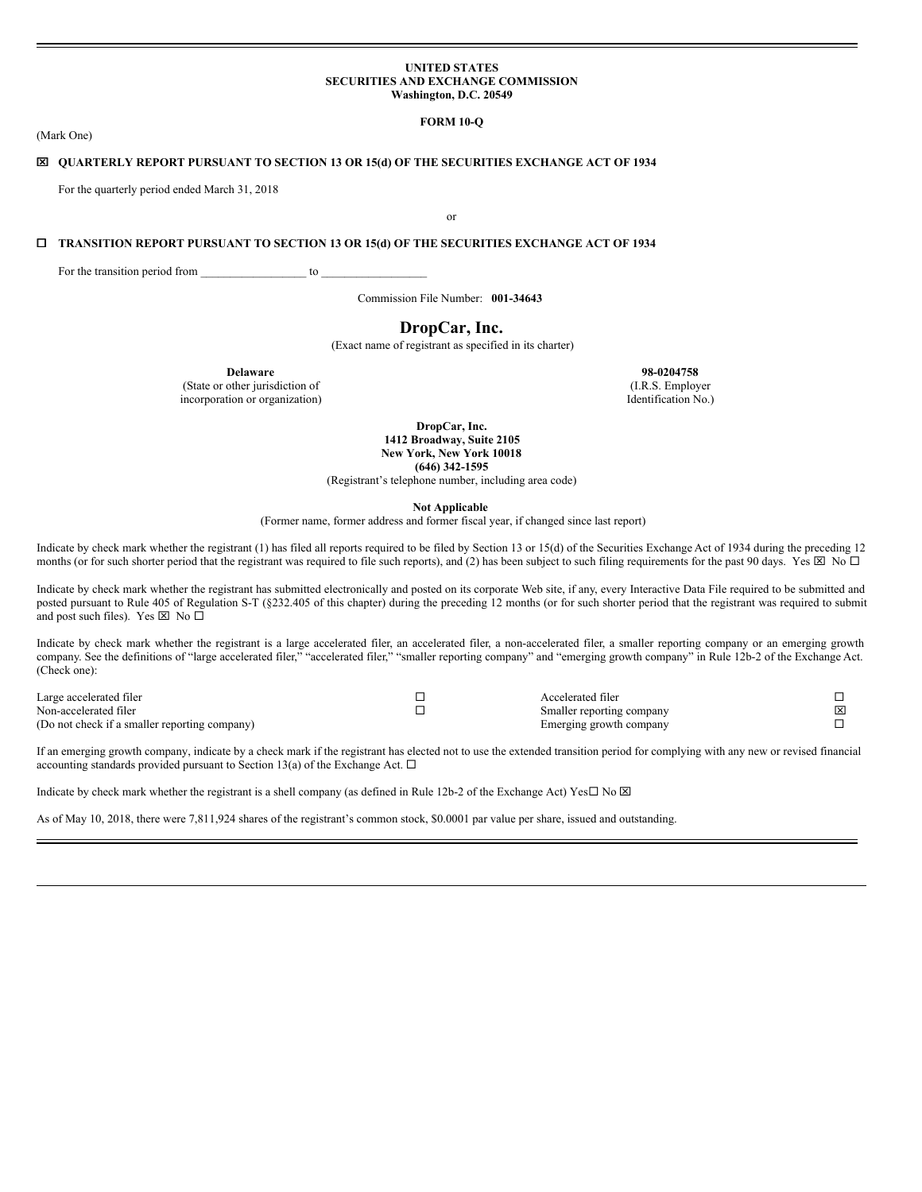**UNITED STATES**
**SECURITIES AND EXCHANGE COMMISSION**
**Washington, D.C. 20549**

**FORM 10-Q**

(Mark One)

☒ **QUARTERLY REPORT PURSUANT TO SECTION 13 OR 15(d) OF THE SECURITIES EXCHANGE ACT OF 1934**

For the quarterly period ended March 31, 2018

or

☐ **TRANSITION REPORT PURSUANT TO SECTION 13 OR 15(d) OF THE SECURITIES EXCHANGE ACT OF 1934**

For the transition period from __________________ to __________________

Commission File Number: **001-34643**

# DropCar, Inc.

(Exact name of registrant as specified in its charter)

| **Delaware** | **98-0204758** |
|---|---|
| (State or other jurisdiction of incorporation or organization) | (I.R.S. Employer Identification No.) |

**DropCar, Inc.**
**1412 Broadway, Suite 2105**
**New York, New York 10018**
**(646) 342-1595**
(Registrant's telephone number, including area code)

**Not Applicable**
(Former name, former address and former fiscal year, if changed since last report)

Indicate by check mark whether the registrant (1) has filed all reports required to be filed by Section 13 or 15(d) of the Securities Exchange Act of 1934 during the preceding 12 months (or for such shorter period that the registrant was required to file such reports), and (2) has been subject to such filing requirements for the past 90 days. Yes ☒ No ☐

Indicate by check mark whether the registrant has submitted electronically and posted on its corporate Web site, if any, every Interactive Data File required to be submitted and posted pursuant to Rule 405 of Regulation S-T (§232.405 of this chapter) during the preceding 12 months (or for such shorter period that the registrant was required to submit and post such files). Yes ☒ No ☐

Indicate by check mark whether the registrant is a large accelerated filer, an accelerated filer, a non-accelerated filer, a smaller reporting company or an emerging growth company. See the definitions of "large accelerated filer," "accelerated filer," "smaller reporting company" and "emerging growth company" in Rule 12b-2 of the Exchange Act. (Check one):

| | | | |
|---|---|---|---|
| Large accelerated filer | ☐ | Accelerated filer | ☐ |
| Non-accelerated filer | ☐ | Smaller reporting company | ☒ |
| (Do not check if a smaller reporting company) | | Emerging growth company | ☐ |

If an emerging growth company, indicate by a check mark if the registrant has elected not to use the extended transition period for complying with any new or revised financial accounting standards provided pursuant to Section 13(a) of the Exchange Act. ☐

Indicate by check mark whether the registrant is a shell company (as defined in Rule 12b-2 of the Exchange Act) Yes☐ No ☒

As of May 10, 2018, there were 7,811,924 shares of the registrant's common stock, $0.0001 par value per share, issued and outstanding.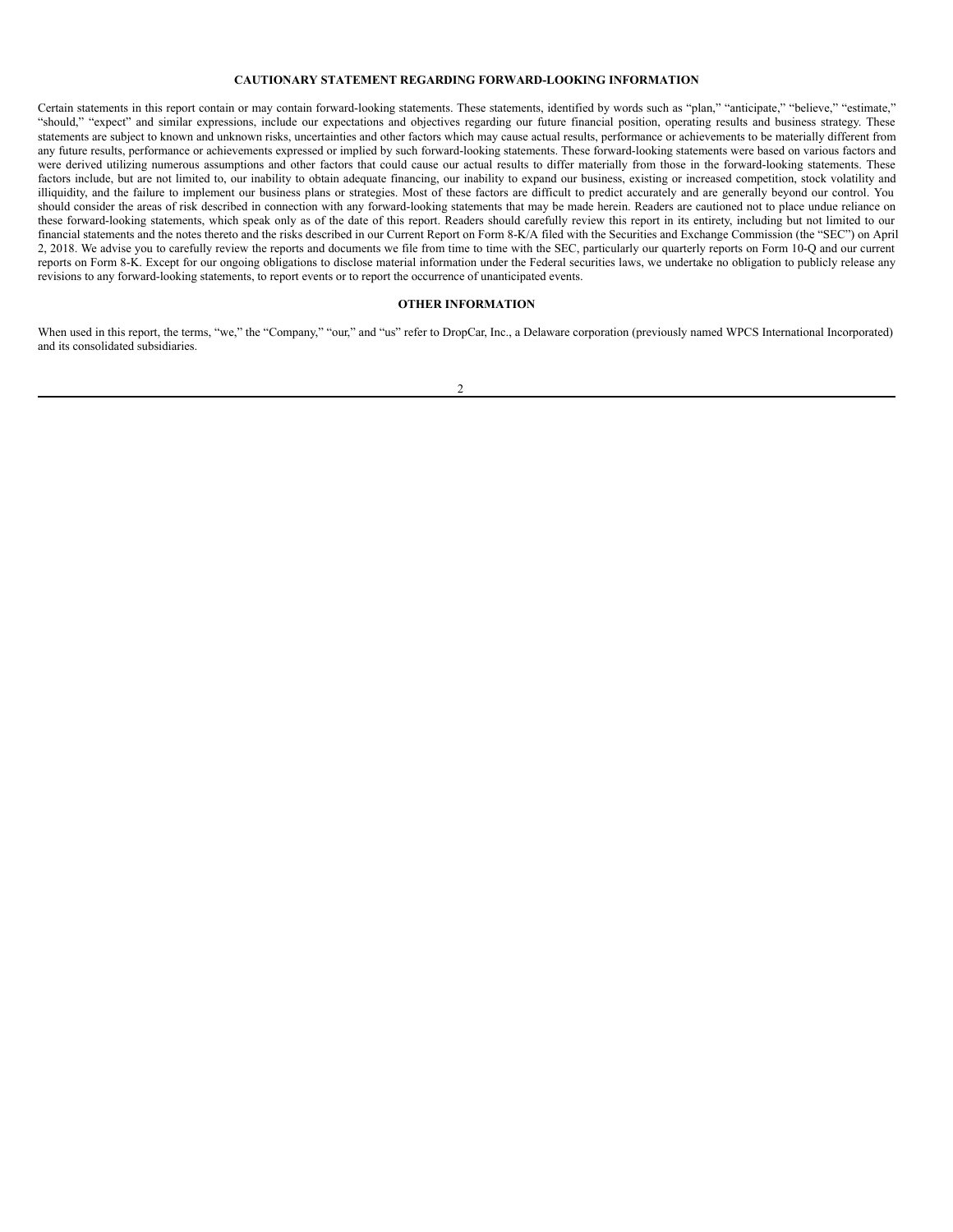## CAUTIONARY STATEMENT REGARDING FORWARD-LOOKING INFORMATION

Certain statements in this report contain or may contain forward-looking statements. These statements, identified by words such as "plan," "anticipate," "believe," "estimate," "should," "expect" and similar expressions, include our expectations and objectives regarding our future financial position, operating results and business strategy. These statements are subject to known and unknown risks, uncertainties and other factors which may cause actual results, performance or achievements to be materially different from any future results, performance or achievements expressed or implied by such forward-looking statements. These forward-looking statements were based on various factors and were derived utilizing numerous assumptions and other factors that could cause our actual results to differ materially from those in the forward-looking statements. These factors include, but are not limited to, our inability to obtain adequate financing, our inability to expand our business, existing or increased competition, stock volatility and illiquidity, and the failure to implement our business plans or strategies. Most of these factors are difficult to predict accurately and are generally beyond our control. You should consider the areas of risk described in connection with any forward-looking statements that may be made herein. Readers are cautioned not to place undue reliance on these forward-looking statements, which speak only as of the date of this report. Readers should carefully review this report in its entirety, including but not limited to our financial statements and the notes thereto and the risks described in our Current Report on Form 8-K/A filed with the Securities and Exchange Commission (the "SEC") on April 2, 2018. We advise you to carefully review the reports and documents we file from time to time with the SEC, particularly our quarterly reports on Form 10-Q and our current reports on Form 8-K. Except for our ongoing obligations to disclose material information under the Federal securities laws, we undertake no obligation to publicly release any revisions to any forward-looking statements, to report events or to report the occurrence of unanticipated events.

## OTHER INFORMATION

When used in this report, the terms, "we," the "Company," "our," and "us" refer to DropCar, Inc., a Delaware corporation (previously named WPCS International Incorporated) and its consolidated subsidiaries.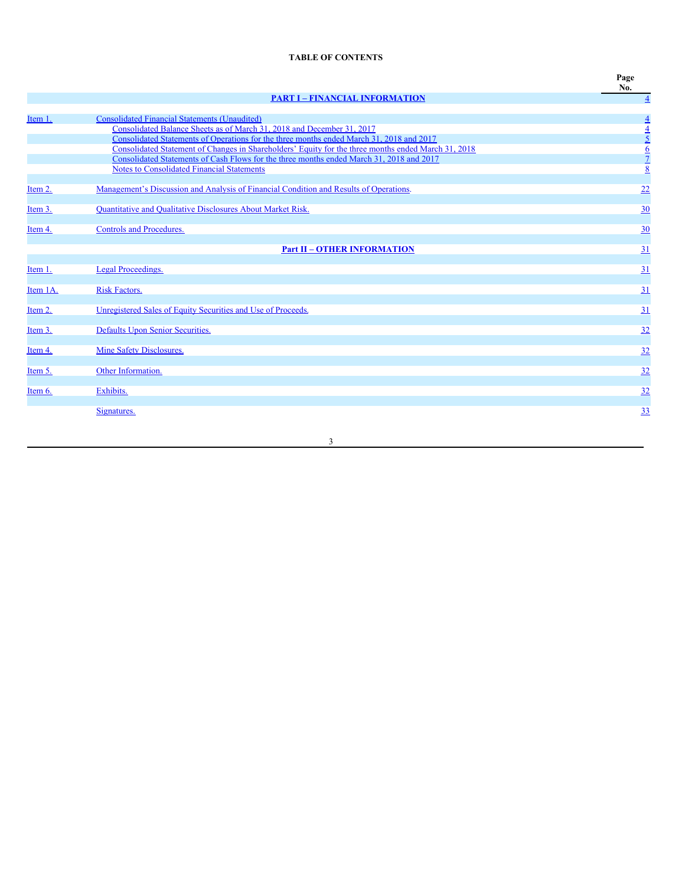**TABLE OF CONTENTS**

| | | Page No. |
|---|---|---|
| | **PART I – FINANCIAL INFORMATION** | 4 |
| Item 1. | Consolidated Financial Statements (Unaudited) | 4 |
| | Consolidated Balance Sheets as of March 31, 2018 and December 31, 2017 | 4 |
| | Consolidated Statements of Operations for the three months ended March 31, 2018 and 2017 | 5 |
| | Consolidated Statement of Changes in Shareholders' Equity for the three months ended March 31, 2018 | 6 |
| | Consolidated Statements of Cash Flows for the three months ended March 31, 2018 and 2017 | 7 |
| | Notes to Consolidated Financial Statements | 8 |
| Item 2. | Management's Discussion and Analysis of Financial Condition and Results of Operations. | 22 |
| Item 3. | Quantitative and Qualitative Disclosures About Market Risk. | 30 |
| Item 4. | Controls and Procedures. | 30 |
| | **Part II – OTHER INFORMATION** | 31 |
| Item 1. | Legal Proceedings. | 31 |
| Item 1A. | Risk Factors. | 31 |
| Item 2. | Unregistered Sales of Equity Securities and Use of Proceeds. | 31 |
| Item 3. | Defaults Upon Senior Securities. | 32 |
| Item 4. | Mine Safety Disclosures. | 32 |
| Item 5. | Other Information. | 32 |
| Item 6. | Exhibits. | 32 |
| | Signatures. | 33 |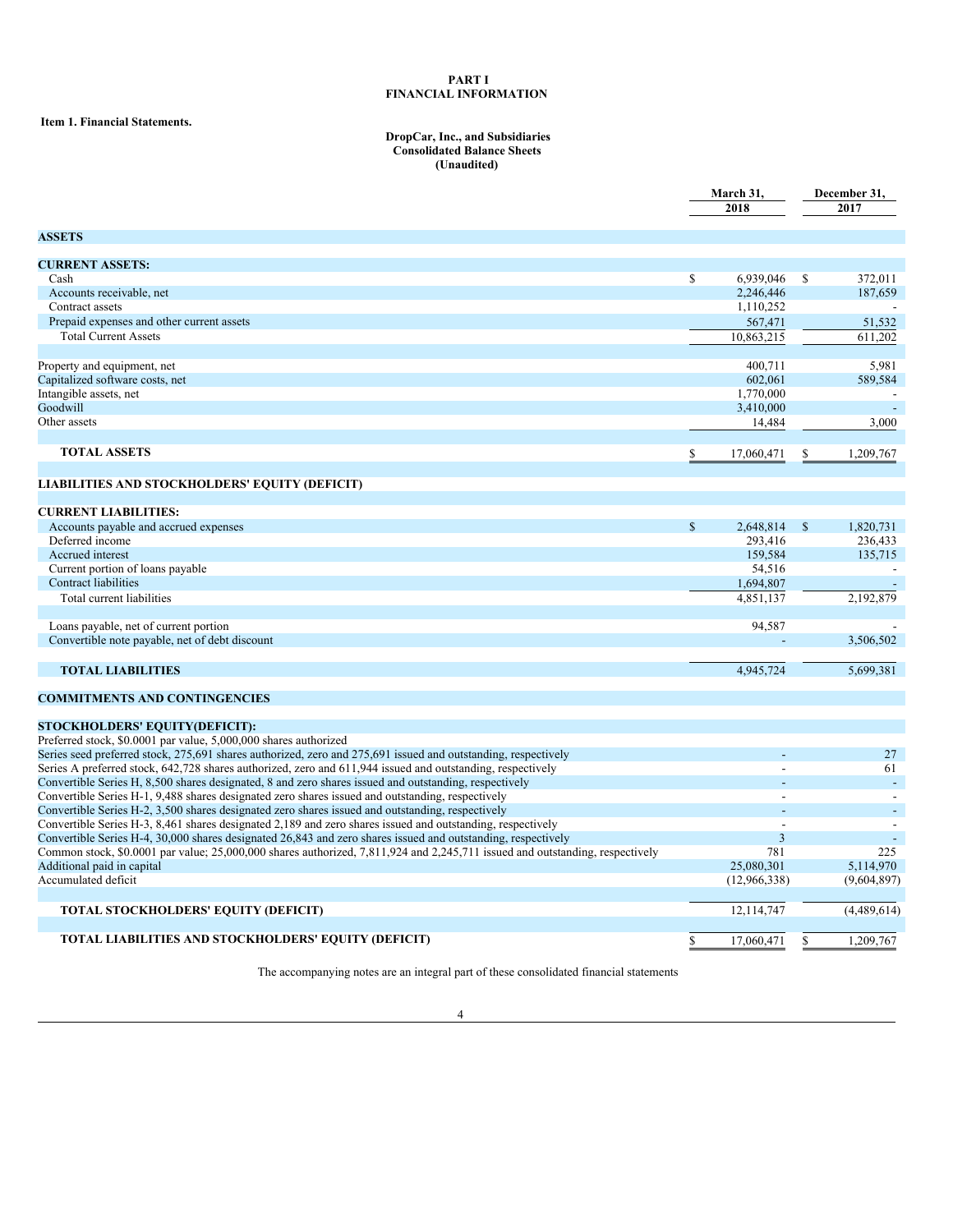# PART I
# FINANCIAL INFORMATION

**Item 1. Financial Statements.**

**DropCar, Inc., and Subsidiaries**
**Consolidated Balance Sheets**
**(Unaudited)**

| | March 31, 2018 | December 31, 2017 |
|---|---|---|
| **ASSETS** | | |
| **CURRENT ASSETS:** | | |
| Cash | $ 6,939,046 | $ 372,011 |
| Accounts receivable, net | 2,246,446 | 187,659 |
| Contract assets | 1,110,252 | - |
| Prepaid expenses and other current assets | 567,471 | 51,532 |
| Total Current Assets | 10,863,215 | 611,202 |
| Property and equipment, net | 400,711 | 5,981 |
| Capitalized software costs, net | 602,061 | 589,584 |
| Intangible assets, net | 1,770,000 | - |
| Goodwill | 3,410,000 | - |
| Other assets | 14,484 | 3,000 |
| **TOTAL ASSETS** | $ 17,060,471 | $ 1,209,767 |
| **LIABILITIES AND STOCKHOLDERS' EQUITY (DEFICIT)** | | |
| **CURRENT LIABILITIES:** | | |
| Accounts payable and accrued expenses | $ 2,648,814 | $ 1,820,731 |
| Deferred income | 293,416 | 236,433 |
| Accrued interest | 159,584 | 135,715 |
| Current portion of loans payable | 54,516 | - |
| Contract liabilities | 1,694,807 | - |
| Total current liabilities | 4,851,137 | 2,192,879 |
| Loans payable, net of current portion | 94,587 | - |
| Convertible note payable, net of debt discount | - | 3,506,502 |
| **TOTAL LIABILITIES** | 4,945,724 | 5,699,381 |
| **COMMITMENTS AND CONTINGENCIES** | | |
| **STOCKHOLDERS' EQUITY(DEFICIT):** | | |
| Preferred stock, $0.0001 par value, 5,000,000 shares authorized | | |
| Series seed preferred stock, 275,691 shares authorized, zero and 275,691 issued and outstanding, respectively | - | 27 |
| Series A preferred stock, 642,728 shares authorized, zero and 611,944 issued and outstanding, respectively | - | 61 |
| Convertible Series H, 8,500 shares designated, 8 and zero shares issued and outstanding, respectively | - | - |
| Convertible Series H-1, 9,488 shares designated zero shares issued and outstanding, respectively | - | - |
| Convertible Series H-2, 3,500 shares designated zero shares issued and outstanding, respectively | - | - |
| Convertible Series H-3, 8,461 shares designated 2,189 and zero shares issued and outstanding, respectively | - | - |
| Convertible Series H-4, 30,000 shares designated 26,843 and zero shares issued and outstanding, respectively | 3 | - |
| Common stock, $0.0001 par value; 25,000,000 shares authorized, 7,811,924 and 2,245,711 issued and outstanding, respectively | 781 | 225 |
| Additional paid in capital | 25,080,301 | 5,114,970 |
| Accumulated deficit | (12,966,338) | (9,604,897) |
| **TOTAL STOCKHOLDERS' EQUITY (DEFICIT)** | 12,114,747 | (4,489,614) |
| **TOTAL LIABILITIES AND STOCKHOLDERS' EQUITY (DEFICIT)** | $ 17,060,471 | $ 1,209,767 |

The accompanying notes are an integral part of these consolidated financial statements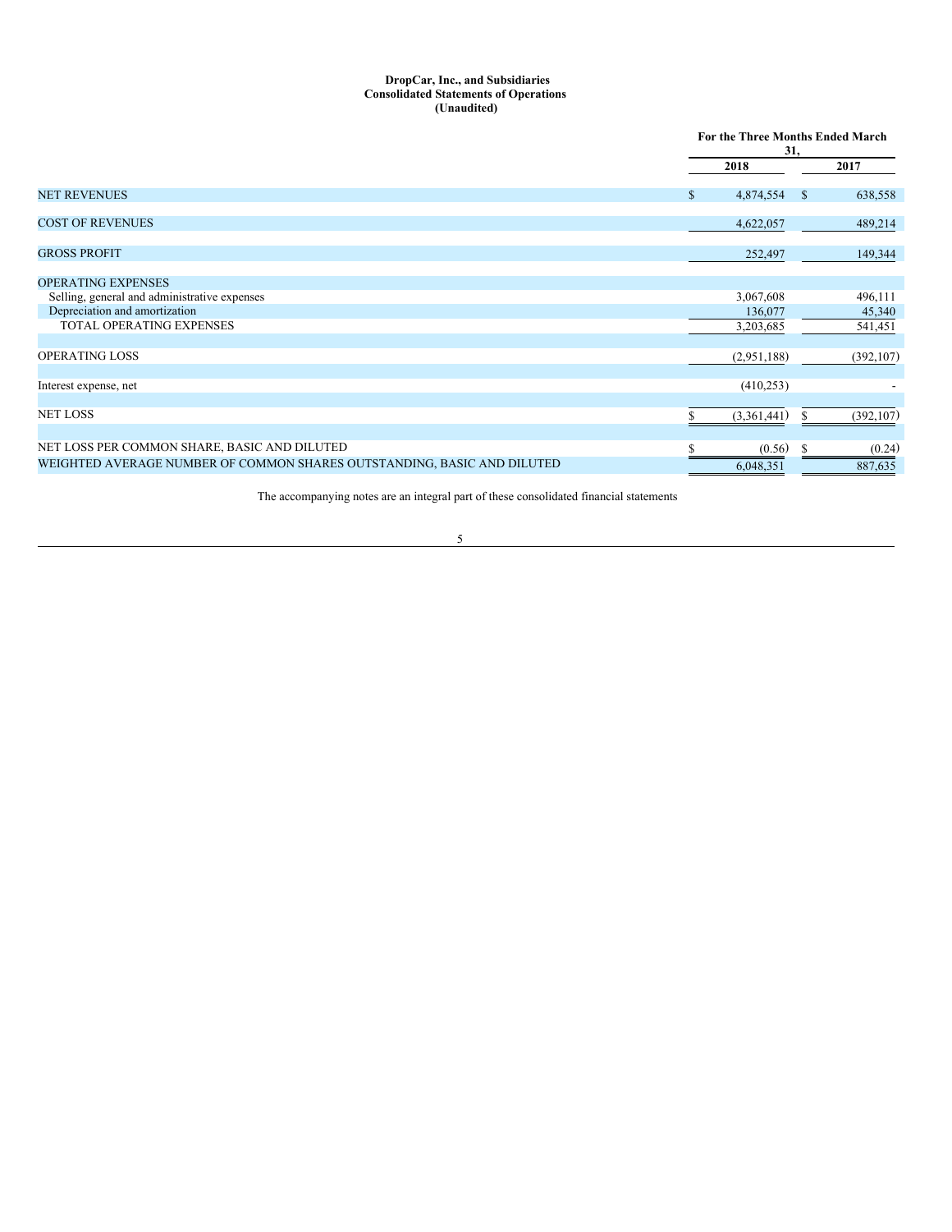**DropCar, Inc., and Subsidiaries**
**Consolidated Statements of Operations**
**(Unaudited)**

| | For the Three Months Ended March 31, | |
|---|---|---|
| | 2018 | 2017 |
| NET REVENUES | $ 4,874,554 | $ 638,558 |
| COST OF REVENUES | 4,622,057 | 489,214 |
| GROSS PROFIT | 252,497 | 149,344 |
| OPERATING EXPENSES | | |
| Selling, general and administrative expenses | 3,067,608 | 496,111 |
| Depreciation and amortization | 136,077 | 45,340 |
| TOTAL OPERATING EXPENSES | 3,203,685 | 541,451 |
| OPERATING LOSS | (2,951,188) | (392,107) |
| Interest expense, net | (410,253) | - |
| NET LOSS | $ (3,361,441) | $ (392,107) |
| NET LOSS PER COMMON SHARE, BASIC AND DILUTED | $ (0.56) | $ (0.24) |
| WEIGHTED AVERAGE NUMBER OF COMMON SHARES OUTSTANDING, BASIC AND DILUTED | 6,048,351 | 887,635 |

The accompanying notes are an integral part of these consolidated financial statements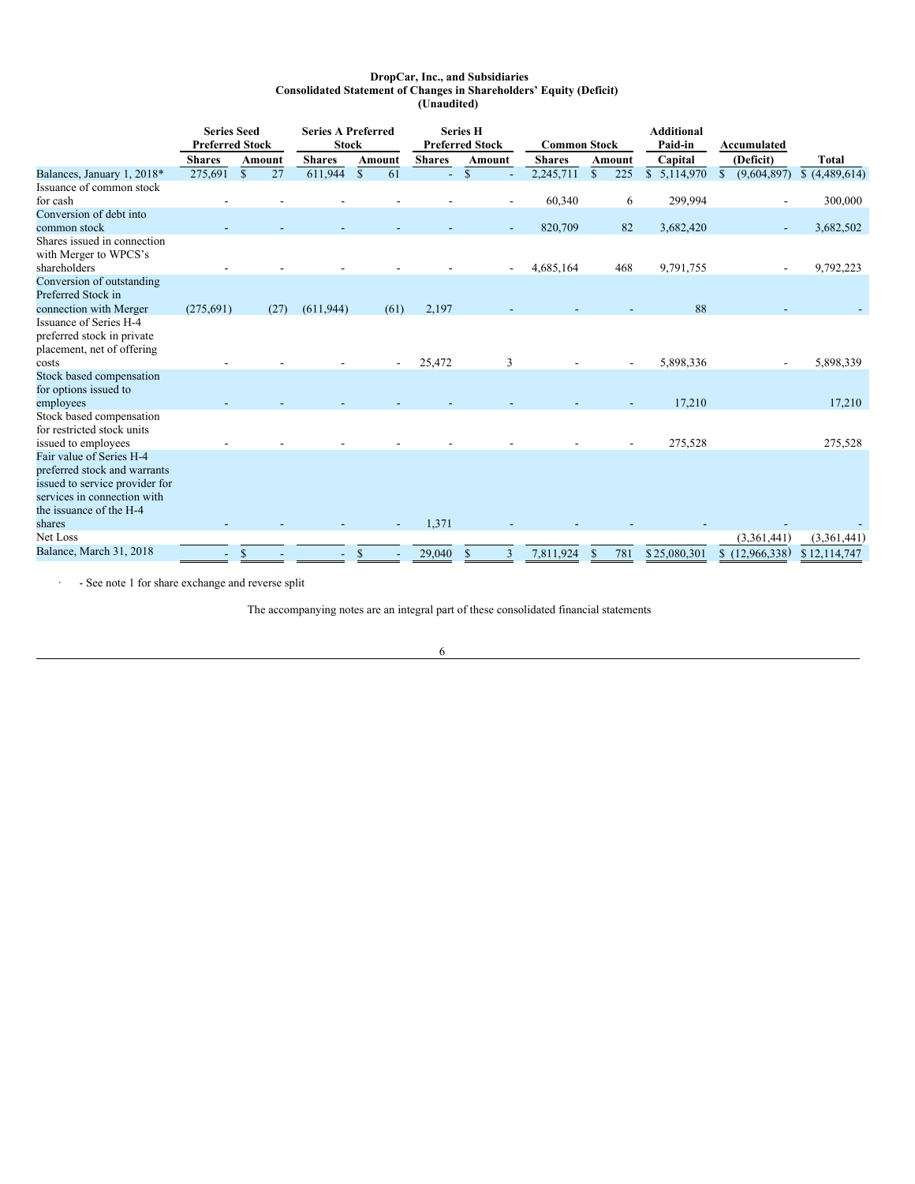**DropCar, Inc., and Subsidiaries**
**Consolidated Statement of Changes in Shareholders' Equity (Deficit)**
**(Unaudited)**

| | Series Seed Preferred Stock | | Series A Preferred Stock | | Series H Preferred Stock | | Common Stock | | Additional Paid-in | Accumulated | |
|---|---|---|---|---|---|---|---|---|---|---|---|
| | Shares | Amount | Shares | Amount | Shares | Amount | Shares | Amount | Capital | (Deficit) | Total |
| Balances, January 1, 2018* | 275,691 | $ 27 | 611,944 | $ 61 | - | $ - | 2,245,711 | $ 225 | $ 5,114,970 | $ (9,604,897) | $ (4,489,614) |
| Issuance of common stock for cash | - | - | - | - | - | - | 60,340 | 6 | 299,994 | - | 300,000 |
| Conversion of debt into common stock | - | - | - | - | - | - | 820,709 | 82 | 3,682,420 | - | 3,682,502 |
| Shares issued in connection with Merger to WPCS's shareholders | - | - | - | - | - | - | 4,685,164 | 468 | 9,791,755 | - | 9,792,223 |
| Conversion of outstanding Preferred Stock in connection with Merger | (275,691) | (27) | (611,944) | (61) | 2,197 | - | - | - | 88 | - | - |
| Issuance of Series H-4 preferred stock in private placement, net of offering costs | - | - | - | - | 25,472 | 3 | - | - | 5,898,336 | - | 5,898,339 |
| Stock based compensation for options issued to employees | - | - | - | - | - | - | - | - | 17,210 | | 17,210 |
| Stock based compensation for restricted stock units issued to employees | - | - | - | - | - | - | - | - | 275,528 | | 275,528 |
| Fair value of Series H-4 preferred stock and warrants issued to service provider for services in connection with the issuance of the H-4 shares | - | - | - | - | 1,371 | - | - | - | - | - | - |
| Net Loss | | | | | | | | | | (3,361,441) | (3,361,441) |
| Balance, March 31, 2018 | - | $ - | - | $ - | 29,040 | $ 3 | 7,811,924 | $ 781 | $ 25,080,301 | $ (12,966,338) | $ 12,114,747 |

- \- See note 1 for share exchange and reverse split

The accompanying notes are an integral part of these consolidated financial statements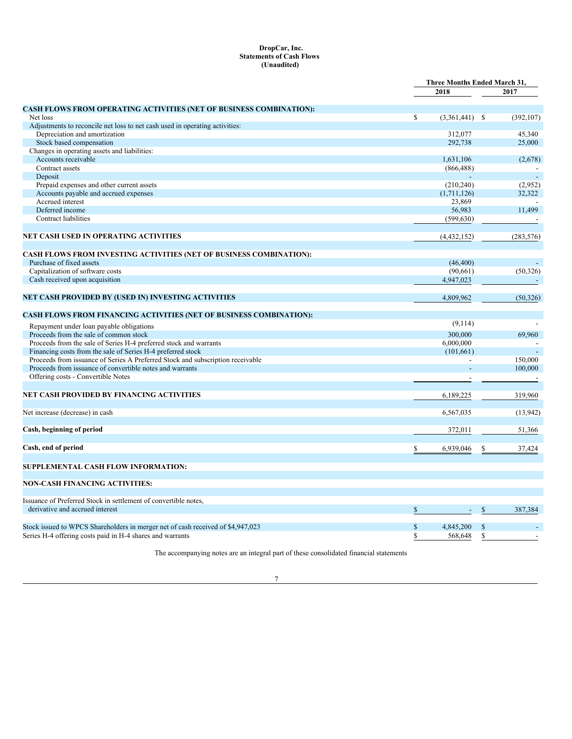**DropCar, Inc.**
**Statements of Cash Flows**
**(Unaudited)**

| | Three Months Ended March 31, | |
|---|---|---|
| | 2018 | 2017 |
| **CASH FLOWS FROM OPERATING ACTIVITIES (NET OF BUSINESS COMBINATION):** | | |
| Net loss | $ (3,361,441) | $ (392,107) |
| Adjustments to reconcile net loss to net cash used in operating activities: | | |
| Depreciation and amortization | 312,077 | 45,340 |
| Stock based compensation | 292,738 | 25,000 |
| Changes in operating assets and liabilities: | | |
| Accounts receivable | 1,631,106 | (2,678) |
| Contract assets | (866,488) | - |
| Deposit | - | - |
| Prepaid expenses and other current assets | (210,240) | (2,952) |
| Accounts payable and accrued expenses | (1,711,126) | 32,322 |
| Accrued interest | 23,869 | - |
| Deferred income | 56,983 | 11,499 |
| Contract liabilities | (599,630) | - |
| **NET CASH USED IN OPERATING ACTIVITIES** | (4,432,152) | (283,576) |
| **CASH FLOWS FROM INVESTING ACTIVITIES (NET OF BUSINESS COMBINATION):** | | |
| Purchase of fixed assets | (46,400) | - |
| Capitalization of software costs | (90,661) | (50,326) |
| Cash received upon acquisition | 4,947,023 | - |
| **NET CASH PROVIDED BY (USED IN) INVESTING ACTIVITIES** | 4,809,962 | (50,326) |
| **CASH FLOWS FROM FINANCING ACTIVITIES (NET OF BUSINESS COMBINATION):** | | |
| Repayment under loan payable obligations | (9,114) | - |
| Proceeds from the sale of common stock | 300,000 | 69,960 |
| Proceeds from the sale of Series H-4 preferred stock and warrants | 6,000,000 | - |
| Financing costs from the sale of Series H-4 preferred stock | (101,661) | - |
| Proceeds from issuance of Series A Preferred Stock and subscription receivable | - | 150,000 |
| Proceeds from issuance of convertible notes and warrants | - | 100,000 |
| Offering costs - Convertible Notes | - | - |
| **NET CASH PROVIDED BY FINANCING ACTIVITIES** | 6,189,225 | 319,960 |
| Net increase (decrease) in cash | 6,567,035 | (13,942) |
| **Cash, beginning of period** | 372,011 | 51,366 |
| **Cash, end of period** | $ 6,939,046 | $ 37,424 |
| **SUPPLEMENTAL CASH FLOW INFORMATION:** | | |
| **NON-CASH FINANCING ACTIVITIES:** | | |
| Issuance of Preferred Stock in settlement of convertible notes, derivative and accrued interest | $ - | $ 387,384 |
| Stock issued to WPCS Shareholders in merger net of cash received of $4,947,023 | $ 4,845,200 | $ - |
| Series H-4 offering costs paid in H-4 shares and warrants | $ 568,648 | $ - |

The accompanying notes are an integral part of these consolidated financial statements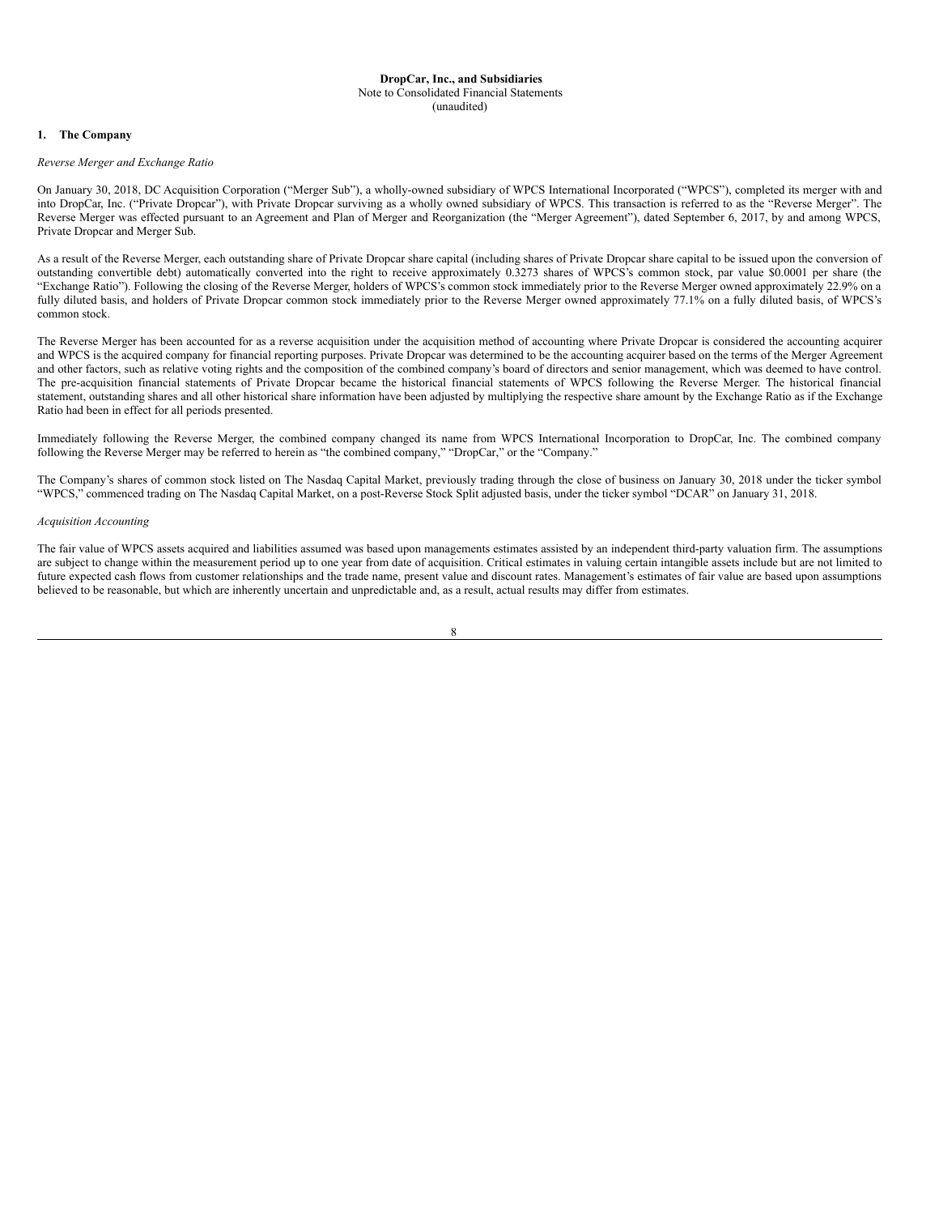**DropCar, Inc., and Subsidiaries**
Note to Consolidated Financial Statements
(unaudited)

## 1. The Company

*Reverse Merger and Exchange Ratio*

On January 30, 2018, DC Acquisition Corporation ("Merger Sub"), a wholly-owned subsidiary of WPCS International Incorporated ("WPCS"), completed its merger with and into DropCar, Inc. ("Private Dropcar"), with Private Dropcar surviving as a wholly owned subsidiary of WPCS. This transaction is referred to as the "Reverse Merger". The Reverse Merger was effected pursuant to an Agreement and Plan of Merger and Reorganization (the "Merger Agreement"), dated September 6, 2017, by and among WPCS, Private Dropcar and Merger Sub.

As a result of the Reverse Merger, each outstanding share of Private Dropcar share capital (including shares of Private Dropcar share capital to be issued upon the conversion of outstanding convertible debt) automatically converted into the right to receive approximately 0.3273 shares of WPCS's common stock, par value $0.0001 per share (the "Exchange Ratio"). Following the closing of the Reverse Merger, holders of WPCS's common stock immediately prior to the Reverse Merger owned approximately 22.9% on a fully diluted basis, and holders of Private Dropcar common stock immediately prior to the Reverse Merger owned approximately 77.1% on a fully diluted basis, of WPCS's common stock.

The Reverse Merger has been accounted for as a reverse acquisition under the acquisition method of accounting where Private Dropcar is considered the accounting acquirer and WPCS is the acquired company for financial reporting purposes. Private Dropcar was determined to be the accounting acquirer based on the terms of the Merger Agreement and other factors, such as relative voting rights and the composition of the combined company's board of directors and senior management, which was deemed to have control. The pre-acquisition financial statements of Private Dropcar became the historical financial statements of WPCS following the Reverse Merger. The historical financial statement, outstanding shares and all other historical share information have been adjusted by multiplying the respective share amount by the Exchange Ratio as if the Exchange Ratio had been in effect for all periods presented.

Immediately following the Reverse Merger, the combined company changed its name from WPCS International Incorporation to DropCar, Inc. The combined company following the Reverse Merger may be referred to herein as "the combined company," "DropCar," or the "Company."

The Company's shares of common stock listed on The Nasdaq Capital Market, previously trading through the close of business on January 30, 2018 under the ticker symbol "WPCS," commenced trading on The Nasdaq Capital Market, on a post-Reverse Stock Split adjusted basis, under the ticker symbol "DCAR" on January 31, 2018.

*Acquisition Accounting*

The fair value of WPCS assets acquired and liabilities assumed was based upon managements estimates assisted by an independent third-party valuation firm. The assumptions are subject to change within the measurement period up to one year from date of acquisition. Critical estimates in valuing certain intangible assets include but are not limited to future expected cash flows from customer relationships and the trade name, present value and discount rates. Management's estimates of fair value are based upon assumptions believed to be reasonable, but which are inherently uncertain and unpredictable and, as a result, actual results may differ from estimates.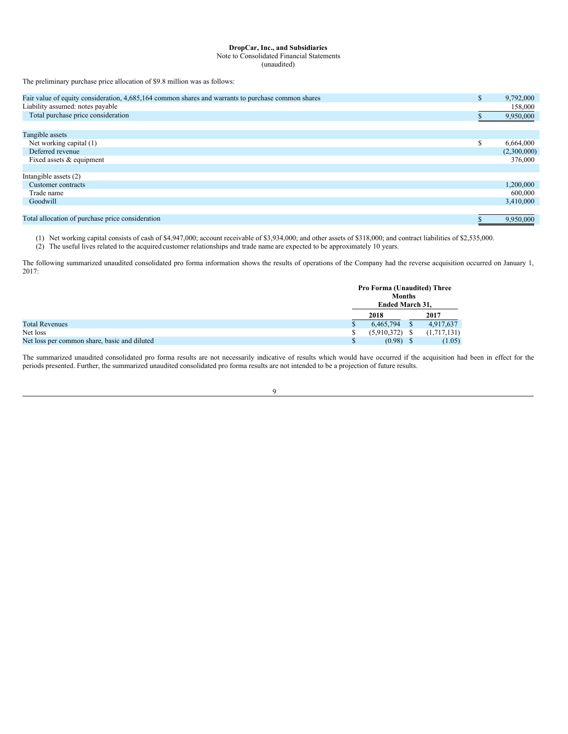**DropCar, Inc., and Subsidiaries**
Note to Consolidated Financial Statements
(unaudited)

The preliminary purchase price allocation of $9.8 million was as follows:

| | |
|---|---|
| Fair value of equity consideration, 4,685,164 common shares and warrants to purchase common shares | $ 9,792,000 |
| Liability assumed: notes payable | 158,000 |
| Total purchase price consideration | $ 9,950,000 |
| | |
| Tangible assets | |
| Net working capital (1) | $ 6,664,000 |
| Deferred revenue | (2,300,000) |
| Fixed assets & equipment | 376,000 |
| | |
| Intangible assets (2) | |
| Customer contracts | 1,200,000 |
| Trade name | 600,000 |
| Goodwill | 3,410,000 |
| | |
| Total allocation of purchase price consideration | $ 9,950,000 |

(1) Net working capital consists of cash of $4,947,000; account receivable of $3,934,000; and other assets of $318,000; and contract liabilities of $2,535,000.
(2) The useful lives related to the acquired customer relationships and trade name are expected to be approximately 10 years.

The following summarized unaudited consolidated pro forma information shows the results of operations of the Company had the reverse acquisition occurred on January 1, 2017:

| | Pro Forma (Unaudited) Three Months Ended March 31, | |
|---|---|---|
| | 2018 | 2017 |
| Total Revenues | $ 6,465,794 | $ 4,917,637 |
| Net loss | $ (5,910,372) | $ (1,717,131) |
| Net loss per common share, basic and diluted | $ (0.98) | $ (1.05) |

The summarized unaudited consolidated pro forma results are not necessarily indicative of results which would have occurred if the acquisition had been in effect for the periods presented. Further, the summarized unaudited consolidated pro forma results are not intended to be a projection of future results.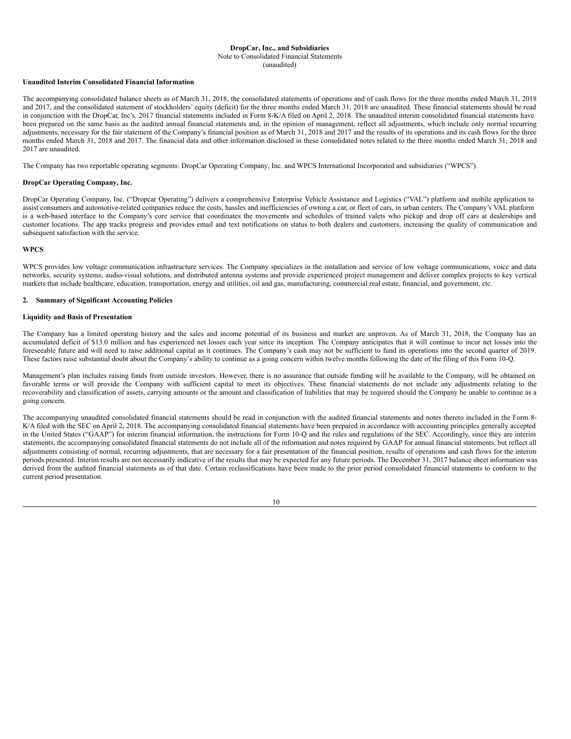**DropCar, Inc., and Subsidiaries**
Note to Consolidated Financial Statements
(unaudited)

**Unaudited Interim Consolidated Financial Information**

The accompanying consolidated balance sheets as of March 31, 2018, the consolidated statements of operations and of cash flows for the three months ended March 31, 2018 and 2017, and the consolidated statement of stockholders' equity (deficit) for the three months ended March 31, 2018 are unaudited. These financial statements should be read in conjunction with the DropCar, Inc's. 2017 financial statements included in Form 8-K/A filed on April 2, 2018. The unaudited interim consolidated financial statements have been prepared on the same basis as the audited annual financial statements and, in the opinion of management, reflect all adjustments, which include only normal recurring adjustments, necessary for the fair statement of the Company's financial position as of March 31, 2018 and 2017 and the results of its operations and its cash flows for the three months ended March 31, 2018 and 2017. The financial data and other information disclosed in these consolidated notes related to the three months ended March 31, 2018 and 2017 are unaudited.

The Company has two reportable operating segments: DropCar Operating Company, Inc. and WPCS International Incorporated and subsidiaries ("WPCS").

**DropCar Operating Company, Inc.**

DropCar Operating Company, Inc. ("Dropcar Operating") delivers a comprehensive Enterprise Vehicle Assistance and Logistics ("VAL") platform and mobile application to assist consumers and automotive-related companies reduce the costs, hassles and inefficiencies of owning a car, or fleet of cars, in urban centers. The Company's VAL platform is a web-based interface to the Company's core service that coordinates the movements and schedules of trained valets who pickup and drop off cars at dealerships and customer locations. The app tracks progress and provides email and text notifications on status to both dealers and customers, increasing the quality of communication and subsequent satisfaction with the service.

**WPCS**

WPCS provides low voltage communication infrastructure services. The Company specializes in the installation and service of low voltage communications, voice and data networks, security systems, audio-visual solutions, and distributed antenna systems and provide experienced project management and deliver complex projects to key vertical markets that include healthcare, education, transportation, energy and utilities, oil and gas, manufacturing, commercial real estate, financial, and government, etc.

## 2. Summary of Significant Accounting Policies

**Liquidity and Basis of Presentation**

The Company has a limited operating history and the sales and income potential of its business and market are unproven. As of March 31, 2018, the Company has an accumulated deficit of $13.0 million and has experienced net losses each year since its inception. The Company anticipates that it will continue to incur net losses into the foreseeable future and will need to raise additional capital as it continues. The Company's cash may not be sufficient to fund its operations into the second quarter of 2019. These factors raise substantial doubt about the Company's ability to continue as a going concern within twelve months following the date of the filing of this Form 10-Q.

Management's plan includes raising funds from outside investors. However, there is no assurance that outside funding will be available to the Company, will be obtained on favorable terms or will provide the Company with sufficient capital to meet its objectives. These financial statements do not include any adjustments relating to the recoverability and classification of assets, carrying amounts or the amount and classification of liabilities that may be required should the Company be unable to continue as a going concern.

The accompanying unaudited consolidated financial statements should be read in conjunction with the audited financial statements and notes thereto included in the Form 8-K/A filed with the SEC on April 2, 2018. The accompanying consolidated financial statements have been prepared in accordance with accounting principles generally accepted in the United States ("GAAP") for interim financial information, the instructions for Form 10-Q and the rules and regulations of the SEC. Accordingly, since they are interim statements, the accompanying consolidated financial statements do not include all of the information and notes required by GAAP for annual financial statements, but reflect all adjustments consisting of normal, recurring adjustments, that are necessary for a fair presentation of the financial position, results of operations and cash flows for the interim periods presented. Interim results are not necessarily indicative of the results that may be expected for any future periods. The December 31, 2017 balance sheet information was derived from the audited financial statements as of that date. Certain reclassifications have been made to the prior period consolidated financial statements to conform to the current period presentation.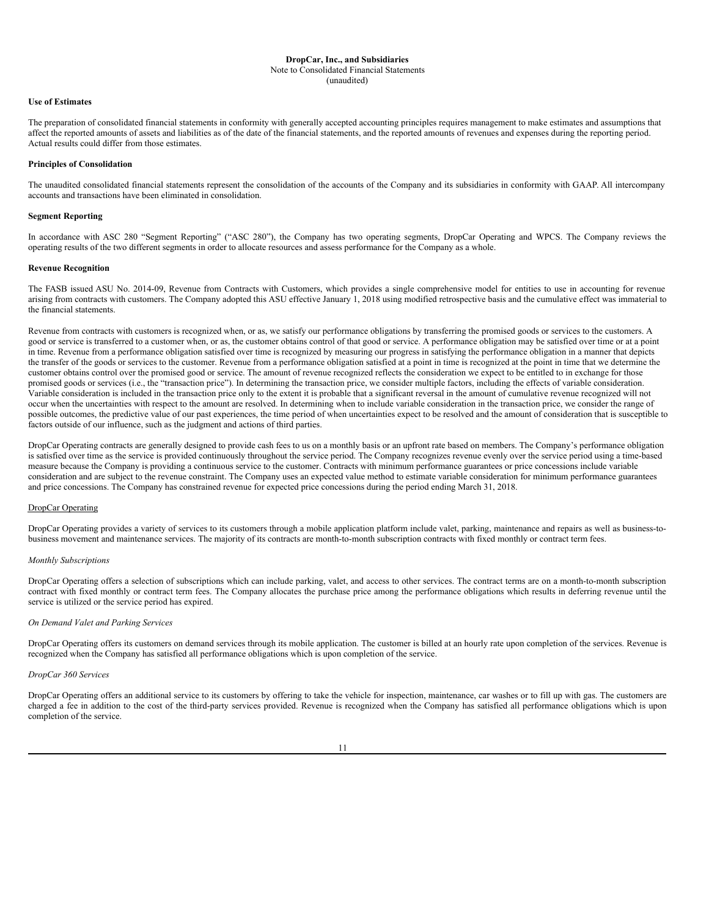**DropCar, Inc., and Subsidiaries**
Note to Consolidated Financial Statements
(unaudited)

**Use of Estimates**

The preparation of consolidated financial statements in conformity with generally accepted accounting principles requires management to make estimates and assumptions that affect the reported amounts of assets and liabilities as of the date of the financial statements, and the reported amounts of revenues and expenses during the reporting period. Actual results could differ from those estimates.

**Principles of Consolidation**

The unaudited consolidated financial statements represent the consolidation of the accounts of the Company and its subsidiaries in conformity with GAAP. All intercompany accounts and transactions have been eliminated in consolidation.

**Segment Reporting**

In accordance with ASC 280 "Segment Reporting" ("ASC 280"), the Company has two operating segments, DropCar Operating and WPCS. The Company reviews the operating results of the two different segments in order to allocate resources and assess performance for the Company as a whole.

**Revenue Recognition**

The FASB issued ASU No. 2014-09, Revenue from Contracts with Customers, which provides a single comprehensive model for entities to use in accounting for revenue arising from contracts with customers. The Company adopted this ASU effective January 1, 2018 using modified retrospective basis and the cumulative effect was immaterial to the financial statements.

Revenue from contracts with customers is recognized when, or as, we satisfy our performance obligations by transferring the promised goods or services to the customers. A good or service is transferred to a customer when, or as, the customer obtains control of that good or service. A performance obligation may be satisfied over time or at a point in time. Revenue from a performance obligation satisfied over time is recognized by measuring our progress in satisfying the performance obligation in a manner that depicts the transfer of the goods or services to the customer. Revenue from a performance obligation satisfied at a point in time is recognized at the point in time that we determine the customer obtains control over the promised good or service. The amount of revenue recognized reflects the consideration we expect to be entitled to in exchange for those promised goods or services (i.e., the "transaction price"). In determining the transaction price, we consider multiple factors, including the effects of variable consideration. Variable consideration is included in the transaction price only to the extent it is probable that a significant reversal in the amount of cumulative revenue recognized will not occur when the uncertainties with respect to the amount are resolved. In determining when to include variable consideration in the transaction price, we consider the range of possible outcomes, the predictive value of our past experiences, the time period of when uncertainties expect to be resolved and the amount of consideration that is susceptible to factors outside of our influence, such as the judgment and actions of third parties.

DropCar Operating contracts are generally designed to provide cash fees to us on a monthly basis or an upfront rate based on members. The Company's performance obligation is satisfied over time as the service is provided continuously throughout the service period. The Company recognizes revenue evenly over the service period using a time-based measure because the Company is providing a continuous service to the customer. Contracts with minimum performance guarantees or price concessions include variable consideration and are subject to the revenue constraint. The Company uses an expected value method to estimate variable consideration for minimum performance guarantees and price concessions. The Company has constrained revenue for expected price concessions during the period ending March 31, 2018.

DropCar Operating

DropCar Operating provides a variety of services to its customers through a mobile application platform include valet, parking, maintenance and repairs as well as business-to-business movement and maintenance services. The majority of its contracts are month-to-month subscription contracts with fixed monthly or contract term fees.

*Monthly Subscriptions*

DropCar Operating offers a selection of subscriptions which can include parking, valet, and access to other services. The contract terms are on a month-to-month subscription contract with fixed monthly or contract term fees. The Company allocates the purchase price among the performance obligations which results in deferring revenue until the service is utilized or the service period has expired.

*On Demand Valet and Parking Services*

DropCar Operating offers its customers on demand services through its mobile application. The customer is billed at an hourly rate upon completion of the services. Revenue is recognized when the Company has satisfied all performance obligations which is upon completion of the service.

*DropCar 360 Services*

DropCar Operating offers an additional service to its customers by offering to take the vehicle for inspection, maintenance, car washes or to fill up with gas. The customers are charged a fee in addition to the cost of the third-party services provided. Revenue is recognized when the Company has satisfied all performance obligations which is upon completion of the service.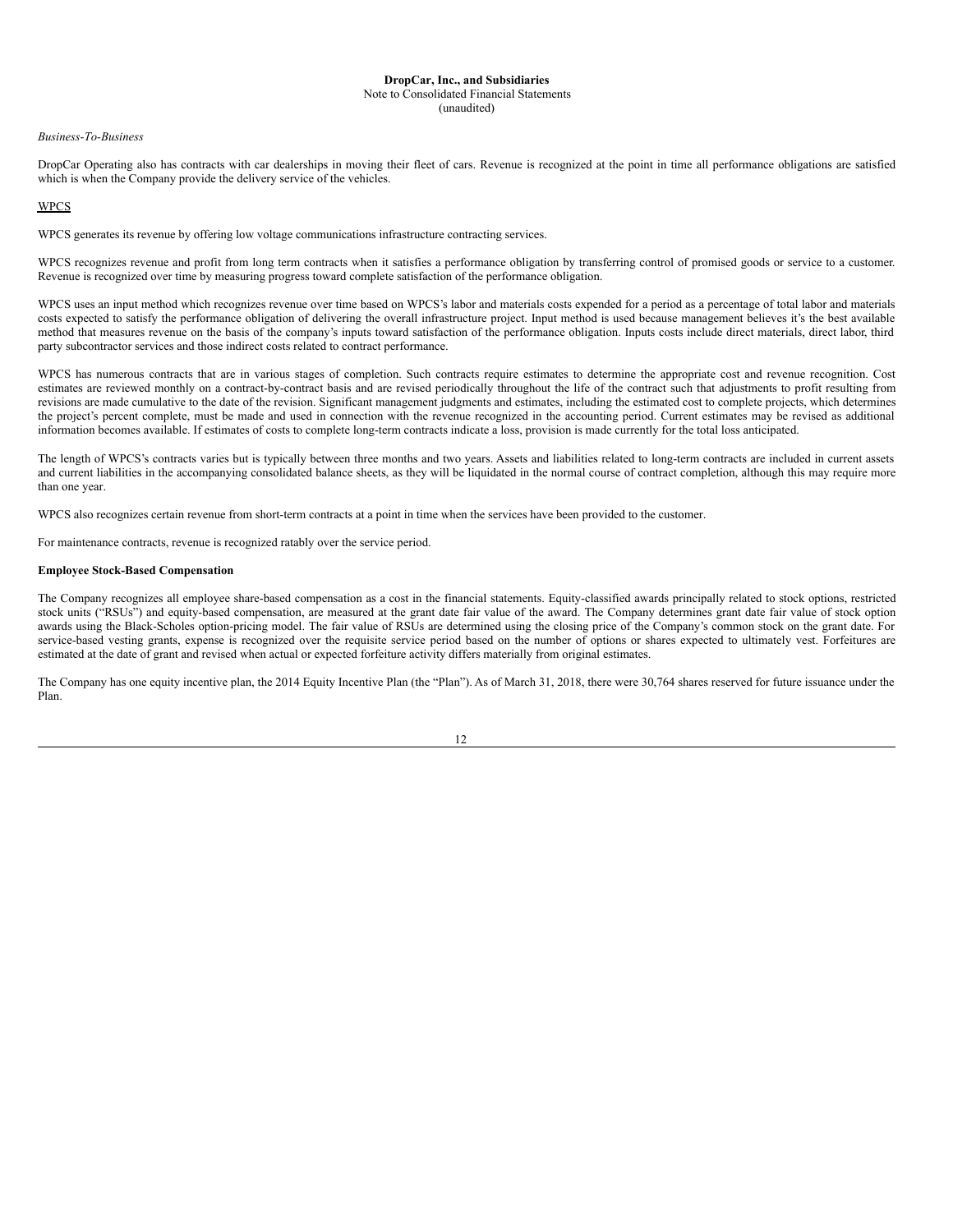*Business-To-Business*

DropCar Operating also has contracts with car dealerships in moving their fleet of cars. Revenue is recognized at the point in time all performance obligations are satisfied which is when the Company provide the delivery service of the vehicles.

WPCS

WPCS generates its revenue by offering low voltage communications infrastructure contracting services.

WPCS recognizes revenue and profit from long term contracts when it satisfies a performance obligation by transferring control of promised goods or service to a customer. Revenue is recognized over time by measuring progress toward complete satisfaction of the performance obligation.

WPCS uses an input method which recognizes revenue over time based on WPCS's labor and materials costs expended for a period as a percentage of total labor and materials costs expected to satisfy the performance obligation of delivering the overall infrastructure project. Input method is used because management believes it's the best available method that measures revenue on the basis of the company's inputs toward satisfaction of the performance obligation. Inputs costs include direct materials, direct labor, third party subcontractor services and those indirect costs related to contract performance.

WPCS has numerous contracts that are in various stages of completion. Such contracts require estimates to determine the appropriate cost and revenue recognition. Cost estimates are reviewed monthly on a contract-by-contract basis and are revised periodically throughout the life of the contract such that adjustments to profit resulting from revisions are made cumulative to the date of the revision. Significant management judgments and estimates, including the estimated cost to complete projects, which determines the project's percent complete, must be made and used in connection with the revenue recognized in the accounting period. Current estimates may be revised as additional information becomes available. If estimates of costs to complete long-term contracts indicate a loss, provision is made currently for the total loss anticipated.

The length of WPCS's contracts varies but is typically between three months and two years. Assets and liabilities related to long-term contracts are included in current assets and current liabilities in the accompanying consolidated balance sheets, as they will be liquidated in the normal course of contract completion, although this may require more than one year.

WPCS also recognizes certain revenue from short-term contracts at a point in time when the services have been provided to the customer.

For maintenance contracts, revenue is recognized ratably over the service period.

**Employee Stock-Based Compensation**

The Company recognizes all employee share-based compensation as a cost in the financial statements. Equity-classified awards principally related to stock options, restricted stock units ("RSUs") and equity-based compensation, are measured at the grant date fair value of the award. The Company determines grant date fair value of stock option awards using the Black-Scholes option-pricing model. The fair value of RSUs are determined using the closing price of the Company's common stock on the grant date. For service-based vesting grants, expense is recognized over the requisite service period based on the number of options or shares expected to ultimately vest. Forfeitures are estimated at the date of grant and revised when actual or expected forfeiture activity differs materially from original estimates.

The Company has one equity incentive plan, the 2014 Equity Incentive Plan (the "Plan"). As of March 31, 2018, there were 30,764 shares reserved for future issuance under the Plan.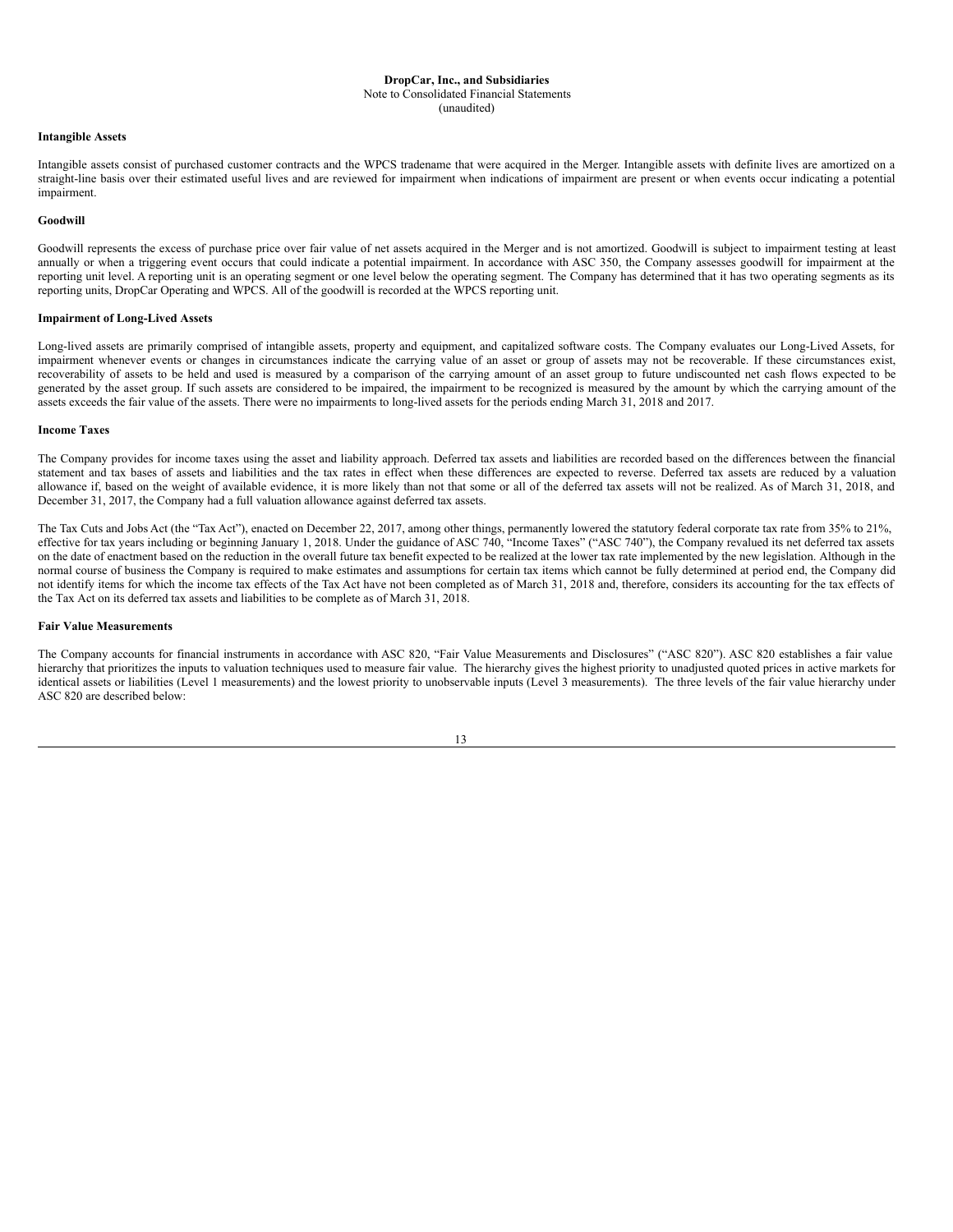**DropCar, Inc., and Subsidiaries**
Note to Consolidated Financial Statements
(unaudited)

**Intangible Assets**

Intangible assets consist of purchased customer contracts and the WPCS tradename that were acquired in the Merger. Intangible assets with definite lives are amortized on a straight-line basis over their estimated useful lives and are reviewed for impairment when indications of impairment are present or when events occur indicating a potential impairment.

**Goodwill**

Goodwill represents the excess of purchase price over fair value of net assets acquired in the Merger and is not amortized. Goodwill is subject to impairment testing at least annually or when a triggering event occurs that could indicate a potential impairment. In accordance with ASC 350, the Company assesses goodwill for impairment at the reporting unit level. A reporting unit is an operating segment or one level below the operating segment. The Company has determined that it has two operating segments as its reporting units, DropCar Operating and WPCS. All of the goodwill is recorded at the WPCS reporting unit.

**Impairment of Long-Lived Assets**

Long-lived assets are primarily comprised of intangible assets, property and equipment, and capitalized software costs. The Company evaluates our Long-Lived Assets, for impairment whenever events or changes in circumstances indicate the carrying value of an asset or group of assets may not be recoverable. If these circumstances exist, recoverability of assets to be held and used is measured by a comparison of the carrying amount of an asset group to future undiscounted net cash flows expected to be generated by the asset group. If such assets are considered to be impaired, the impairment to be recognized is measured by the amount by which the carrying amount of the assets exceeds the fair value of the assets. There were no impairments to long-lived assets for the periods ending March 31, 2018 and 2017.

**Income Taxes**

The Company provides for income taxes using the asset and liability approach. Deferred tax assets and liabilities are recorded based on the differences between the financial statement and tax bases of assets and liabilities and the tax rates in effect when these differences are expected to reverse. Deferred tax assets are reduced by a valuation allowance if, based on the weight of available evidence, it is more likely than not that some or all of the deferred tax assets will not be realized. As of March 31, 2018, and December 31, 2017, the Company had a full valuation allowance against deferred tax assets.

The Tax Cuts and Jobs Act (the "Tax Act"), enacted on December 22, 2017, among other things, permanently lowered the statutory federal corporate tax rate from 35% to 21%, effective for tax years including or beginning January 1, 2018. Under the guidance of ASC 740, "Income Taxes" ("ASC 740"), the Company revalued its net deferred tax assets on the date of enactment based on the reduction in the overall future tax benefit expected to be realized at the lower tax rate implemented by the new legislation. Although in the normal course of business the Company is required to make estimates and assumptions for certain tax items which cannot be fully determined at period end, the Company did not identify items for which the income tax effects of the Tax Act have not been completed as of March 31, 2018 and, therefore, considers its accounting for the tax effects of the Tax Act on its deferred tax assets and liabilities to be complete as of March 31, 2018.

**Fair Value Measurements**

The Company accounts for financial instruments in accordance with ASC 820, "Fair Value Measurements and Disclosures" ("ASC 820"). ASC 820 establishes a fair value hierarchy that prioritizes the inputs to valuation techniques used to measure fair value. The hierarchy gives the highest priority to unadjusted quoted prices in active markets for identical assets or liabilities (Level 1 measurements) and the lowest priority to unobservable inputs (Level 3 measurements). The three levels of the fair value hierarchy under ASC 820 are described below: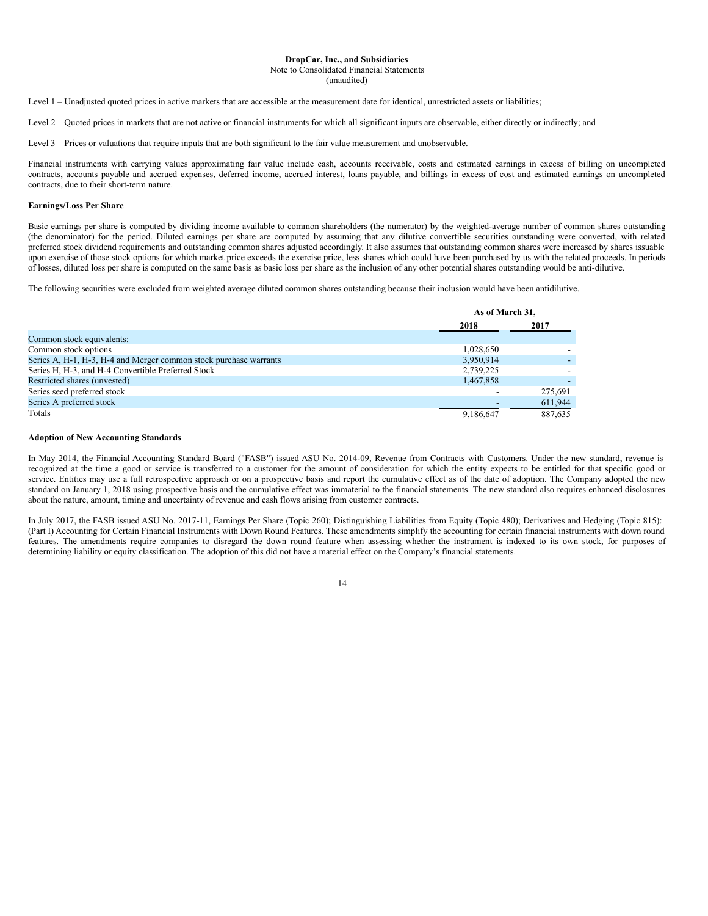**DropCar, Inc., and Subsidiaries**
Note to Consolidated Financial Statements
(unaudited)

Level 1 – Unadjusted quoted prices in active markets that are accessible at the measurement date for identical, unrestricted assets or liabilities;

Level 2 – Quoted prices in markets that are not active or financial instruments for which all significant inputs are observable, either directly or indirectly; and

Level 3 – Prices or valuations that require inputs that are both significant to the fair value measurement and unobservable.

Financial instruments with carrying values approximating fair value include cash, accounts receivable, costs and estimated earnings in excess of billing on uncompleted contracts, accounts payable and accrued expenses, deferred income, accrued interest, loans payable, and billings in excess of cost and estimated earnings on uncompleted contracts, due to their short-term nature.

**Earnings/Loss Per Share**

Basic earnings per share is computed by dividing income available to common shareholders (the numerator) by the weighted-average number of common shares outstanding (the denominator) for the period. Diluted earnings per share are computed by assuming that any dilutive convertible securities outstanding were converted, with related preferred stock dividend requirements and outstanding common shares adjusted accordingly. It also assumes that outstanding common shares were increased by shares issuable upon exercise of those stock options for which market price exceeds the exercise price, less shares which could have been purchased by us with the related proceeds. In periods of losses, diluted loss per share is computed on the same basis as basic loss per share as the inclusion of any other potential shares outstanding would be anti-dilutive.

The following securities were excluded from weighted average diluted common shares outstanding because their inclusion would have been antidilutive.

| | As of March 31, | |
|---|---|---|
| | 2018 | 2017 |
| Common stock equivalents: | | |
| Common stock options | 1,028,650 | - |
| Series A, H-1, H-3, H-4 and Merger common stock purchase warrants | 3,950,914 | - |
| Series H, H-3, and H-4 Convertible Preferred Stock | 2,739,225 | - |
| Restricted shares (unvested) | 1,467,858 | - |
| Series seed preferred stock | - | 275,691 |
| Series A preferred stock | - | 611,944 |
| Totals | 9,186,647 | 887,635 |

**Adoption of New Accounting Standards**

In May 2014, the Financial Accounting Standard Board ("FASB") issued ASU No. 2014-09, Revenue from Contracts with Customers. Under the new standard, revenue is recognized at the time a good or service is transferred to a customer for the amount of consideration for which the entity expects to be entitled for that specific good or service. Entities may use a full retrospective approach or on a prospective basis and report the cumulative effect as of the date of adoption. The Company adopted the new standard on January 1, 2018 using prospective basis and the cumulative effect was immaterial to the financial statements. The new standard also requires enhanced disclosures about the nature, amount, timing and uncertainty of revenue and cash flows arising from customer contracts.

In July 2017, the FASB issued ASU No. 2017-11, Earnings Per Share (Topic 260); Distinguishing Liabilities from Equity (Topic 480); Derivatives and Hedging (Topic 815): (Part I) Accounting for Certain Financial Instruments with Down Round Features. These amendments simplify the accounting for certain financial instruments with down round features. The amendments require companies to disregard the down round feature when assessing whether the instrument is indexed to its own stock, for purposes of determining liability or equity classification. The adoption of this did not have a material effect on the Company's financial statements.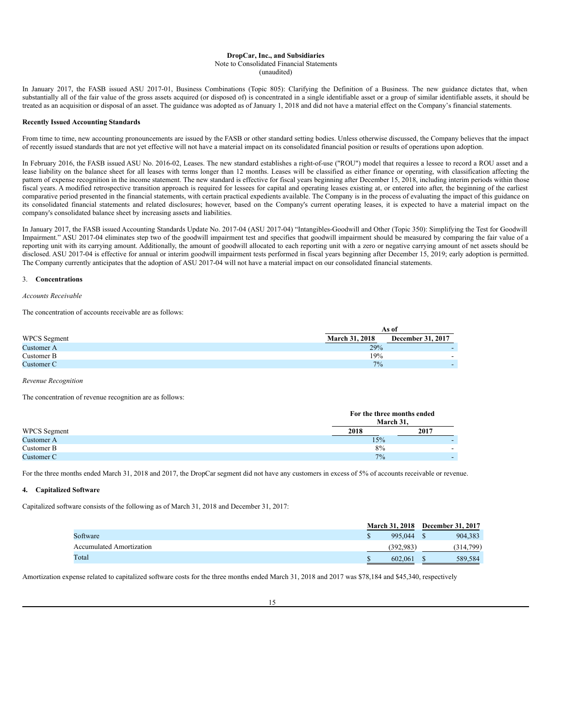**DropCar, Inc., and Subsidiaries**
Note to Consolidated Financial Statements
(unaudited)

In January 2017, the FASB issued ASU 2017-01, Business Combinations (Topic 805): Clarifying the Definition of a Business. The new guidance dictates that, when substantially all of the fair value of the gross assets acquired (or disposed of) is concentrated in a single identifiable asset or a group of similar identifiable assets, it should be treated as an acquisition or disposal of an asset. The guidance was adopted as of January 1, 2018 and did not have a material effect on the Company's financial statements.

**Recently Issued Accounting Standards**

From time to time, new accounting pronouncements are issued by the FASB or other standard setting bodies. Unless otherwise discussed, the Company believes that the impact of recently issued standards that are not yet effective will not have a material impact on its consolidated financial position or results of operations upon adoption.

In February 2016, the FASB issued ASU No. 2016-02, Leases. The new standard establishes a right-of-use ("ROU") model that requires a lessee to record a ROU asset and a lease liability on the balance sheet for all leases with terms longer than 12 months. Leases will be classified as either finance or operating, with classification affecting the pattern of expense recognition in the income statement. The new standard is effective for fiscal years beginning after December 15, 2018, including interim periods within those fiscal years. A modified retrospective transition approach is required for lessees for capital and operating leases existing at, or entered into after, the beginning of the earliest comparative period presented in the financial statements, with certain practical expedients available. The Company is in the process of evaluating the impact of this guidance on its consolidated financial statements and related disclosures; however, based on the Company's current operating leases, it is expected to have a material impact on the company's consolidated balance sheet by increasing assets and liabilities.

In January 2017, the FASB issued Accounting Standards Update No. 2017-04 (ASU 2017-04) "Intangibles-Goodwill and Other (Topic 350): Simplifying the Test for Goodwill Impairment." ASU 2017-04 eliminates step two of the goodwill impairment test and specifies that goodwill impairment should be measured by comparing the fair value of a reporting unit with its carrying amount. Additionally, the amount of goodwill allocated to each reporting unit with a zero or negative carrying amount of net assets should be disclosed. ASU 2017-04 is effective for annual or interim goodwill impairment tests performed in fiscal years beginning after December 15, 2019; early adoption is permitted. The Company currently anticipates that the adoption of ASU 2017-04 will not have a material impact on our consolidated financial statements.

3. **Concentrations**

*Accounts Receivable*

The concentration of accounts receivable are as follows:

| | As of | |
|---|---|---|
| WPCS Segment | March 31, 2018 | December 31, 2017 |
| Customer A | 29% | - |
| Customer B | 19% | - |
| Customer C | 7% | - |

*Revenue Recognition*

The concentration of revenue recognition are as follows:

| | For the three months ended March 31, | |
|---|---|---|
| WPCS Segment | 2018 | 2017 |
| Customer A | 15% | - |
| Customer B | 8% | - |
| Customer C | 7% | - |

For the three months ended March 31, 2018 and 2017, the DropCar segment did not have any customers in excess of 5% of accounts receivable or revenue.

**4. Capitalized Software**

Capitalized software consists of the following as of March 31, 2018 and December 31, 2017:

| | March 31, 2018 | December 31, 2017 |
|---|---|---|
| Software | $ 995,044 | $ 904,383 |
| Accumulated Amortization | (392,983) | (314,799) |
| Total | $ 602,061 | $ 589,584 |

Amortization expense related to capitalized software costs for the three months ended March 31, 2018 and 2017 was $78,184 and $45,340, respectively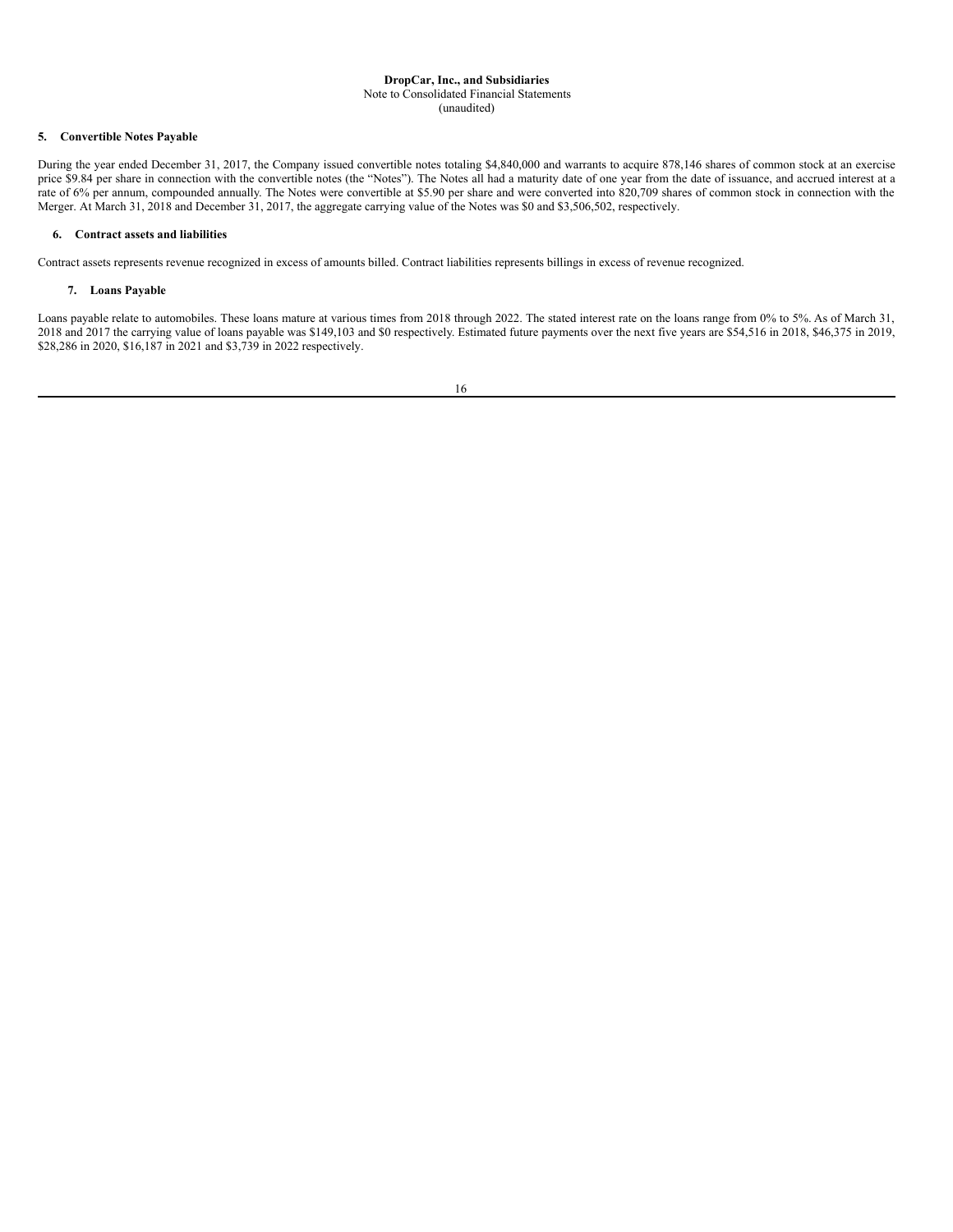**DropCar, Inc., and Subsidiaries**
Note to Consolidated Financial Statements
(unaudited)

### 5. Convertible Notes Payable

During the year ended December 31, 2017, the Company issued convertible notes totaling $4,840,000 and warrants to acquire 878,146 shares of common stock at an exercise price $9.84 per share in connection with the convertible notes (the "Notes"). The Notes all had a maturity date of one year from the date of issuance, and accrued interest at a rate of 6% per annum, compounded annually. The Notes were convertible at $5.90 per share and were converted into 820,709 shares of common stock in connection with the Merger. At March 31, 2018 and December 31, 2017, the aggregate carrying value of the Notes was $0 and $3,506,502, respectively.

### 6. Contract assets and liabilities

Contract assets represents revenue recognized in excess of amounts billed. Contract liabilities represents billings in excess of revenue recognized.

### 7. Loans Payable

Loans payable relate to automobiles. These loans mature at various times from 2018 through 2022. The stated interest rate on the loans range from 0% to 5%. As of March 31, 2018 and 2017 the carrying value of loans payable was $149,103 and $0 respectively. Estimated future payments over the next five years are $54,516 in 2018, $46,375 in 2019, $28,286 in 2020, $16,187 in 2021 and $3,739 in 2022 respectively.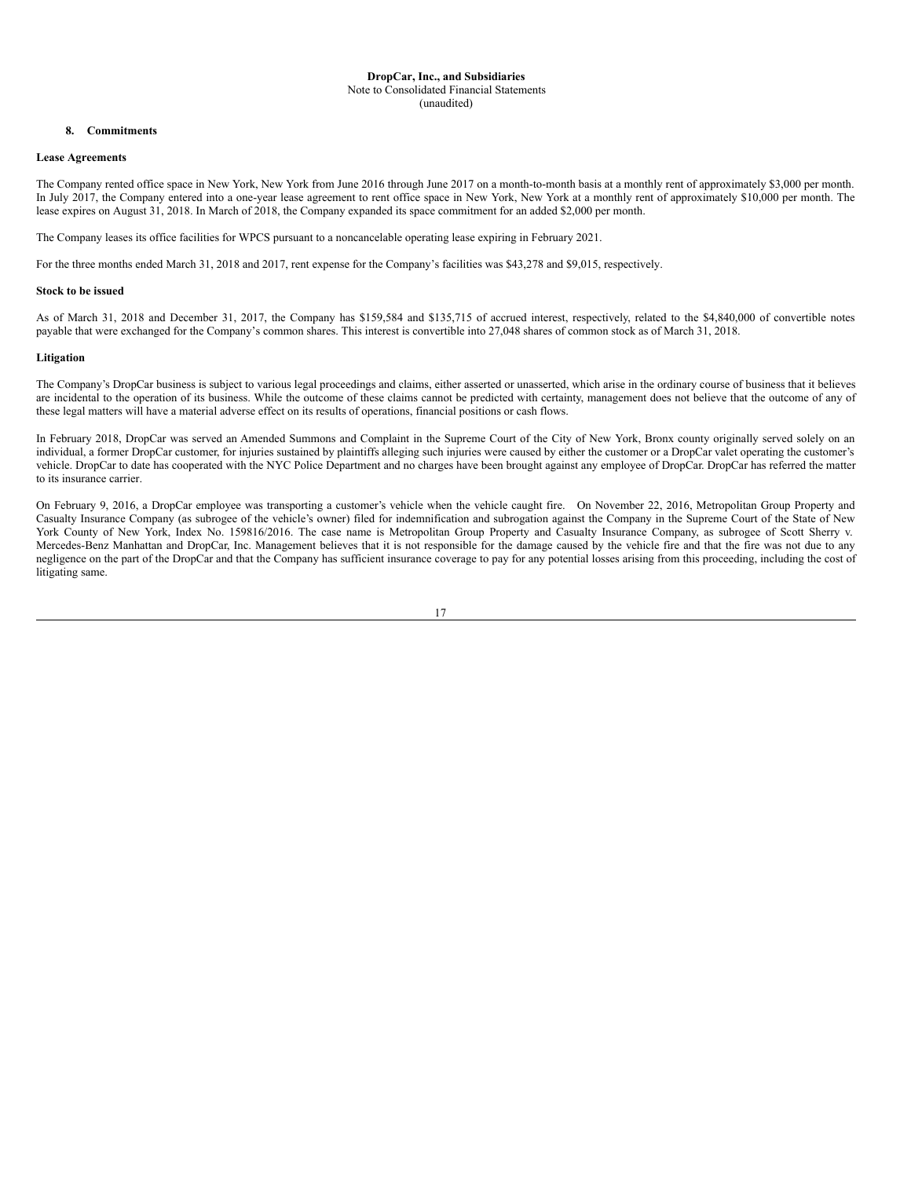**DropCar, Inc., and Subsidiaries**
Note to Consolidated Financial Statements
(unaudited)

## 8. Commitments

**Lease Agreements**

The Company rented office space in New York, New York from June 2016 through June 2017 on a month-to-month basis at a monthly rent of approximately $3,000 per month. In July 2017, the Company entered into a one-year lease agreement to rent office space in New York, New York at a monthly rent of approximately $10,000 per month. The lease expires on August 31, 2018. In March of 2018, the Company expanded its space commitment for an added $2,000 per month.

The Company leases its office facilities for WPCS pursuant to a noncancelable operating lease expiring in February 2021.

For the three months ended March 31, 2018 and 2017, rent expense for the Company's facilities was $43,278 and $9,015, respectively.

**Stock to be issued**

As of March 31, 2018 and December 31, 2017, the Company has $159,584 and $135,715 of accrued interest, respectively, related to the $4,840,000 of convertible notes payable that were exchanged for the Company's common shares. This interest is convertible into 27,048 shares of common stock as of March 31, 2018.

**Litigation**

The Company's DropCar business is subject to various legal proceedings and claims, either asserted or unasserted, which arise in the ordinary course of business that it believes are incidental to the operation of its business. While the outcome of these claims cannot be predicted with certainty, management does not believe that the outcome of any of these legal matters will have a material adverse effect on its results of operations, financial positions or cash flows.

In February 2018, DropCar was served an Amended Summons and Complaint in the Supreme Court of the City of New York, Bronx county originally served solely on an individual, a former DropCar customer, for injuries sustained by plaintiffs alleging such injuries were caused by either the customer or a DropCar valet operating the customer's vehicle. DropCar to date has cooperated with the NYC Police Department and no charges have been brought against any employee of DropCar. DropCar has referred the matter to its insurance carrier.

On February 9, 2016, a DropCar employee was transporting a customer's vehicle when the vehicle caught fire. On November 22, 2016, Metropolitan Group Property and Casualty Insurance Company (as subrogee of the vehicle's owner) filed for indemnification and subrogation against the Company in the Supreme Court of the State of New York County of New York, Index No. 159816/2016. The case name is Metropolitan Group Property and Casualty Insurance Company, as subrogee of Scott Sherry v. Mercedes-Benz Manhattan and DropCar, Inc. Management believes that it is not responsible for the damage caused by the vehicle fire and that the fire was not due to any negligence on the part of the DropCar and that the Company has sufficient insurance coverage to pay for any potential losses arising from this proceeding, including the cost of litigating same.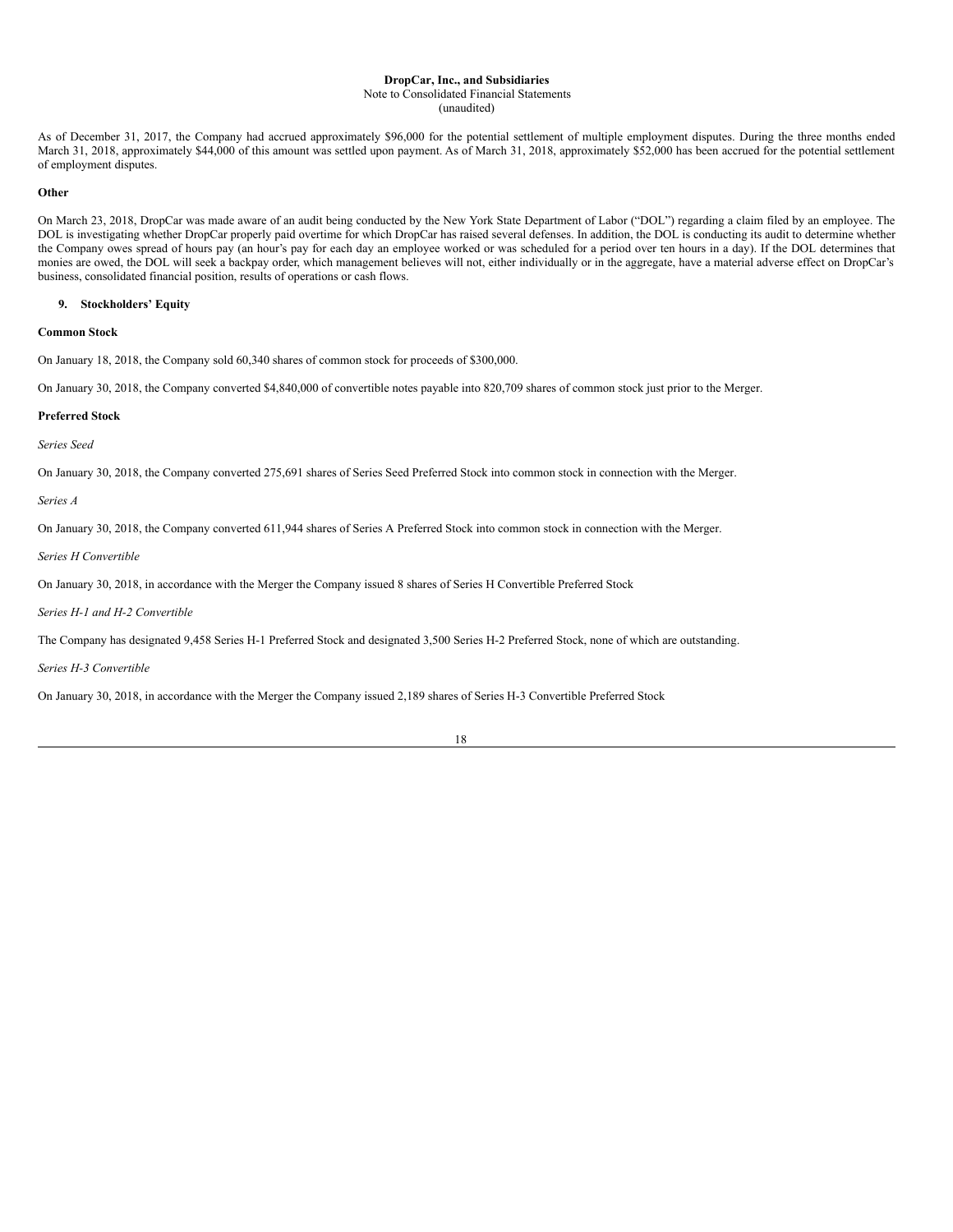As of December 31, 2017, the Company had accrued approximately $96,000 for the potential settlement of multiple employment disputes. During the three months ended March 31, 2018, approximately $44,000 of this amount was settled upon payment. As of March 31, 2018, approximately $52,000 has been accrued for the potential settlement of employment disputes.

**Other**

On March 23, 2018, DropCar was made aware of an audit being conducted by the New York State Department of Labor ("DOL") regarding a claim filed by an employee. The DOL is investigating whether DropCar properly paid overtime for which DropCar has raised several defenses. In addition, the DOL is conducting its audit to determine whether the Company owes spread of hours pay (an hour's pay for each day an employee worked or was scheduled for a period over ten hours in a day). If the DOL determines that monies are owed, the DOL will seek a backpay order, which management believes will not, either individually or in the aggregate, have a material adverse effect on DropCar's business, consolidated financial position, results of operations or cash flows.

## 9. Stockholders' Equity

**Common Stock**

On January 18, 2018, the Company sold 60,340 shares of common stock for proceeds of $300,000.

On January 30, 2018, the Company converted $4,840,000 of convertible notes payable into 820,709 shares of common stock just prior to the Merger.

**Preferred Stock**

*Series Seed*

On January 30, 2018, the Company converted 275,691 shares of Series Seed Preferred Stock into common stock in connection with the Merger.

*Series A*

On January 30, 2018, the Company converted 611,944 shares of Series A Preferred Stock into common stock in connection with the Merger.

*Series H Convertible*

On January 30, 2018, in accordance with the Merger the Company issued 8 shares of Series H Convertible Preferred Stock

*Series H-1 and H-2 Convertible*

The Company has designated 9,458 Series H-1 Preferred Stock and designated 3,500 Series H-2 Preferred Stock, none of which are outstanding.

*Series H-3 Convertible*

On January 30, 2018, in accordance with the Merger the Company issued 2,189 shares of Series H-3 Convertible Preferred Stock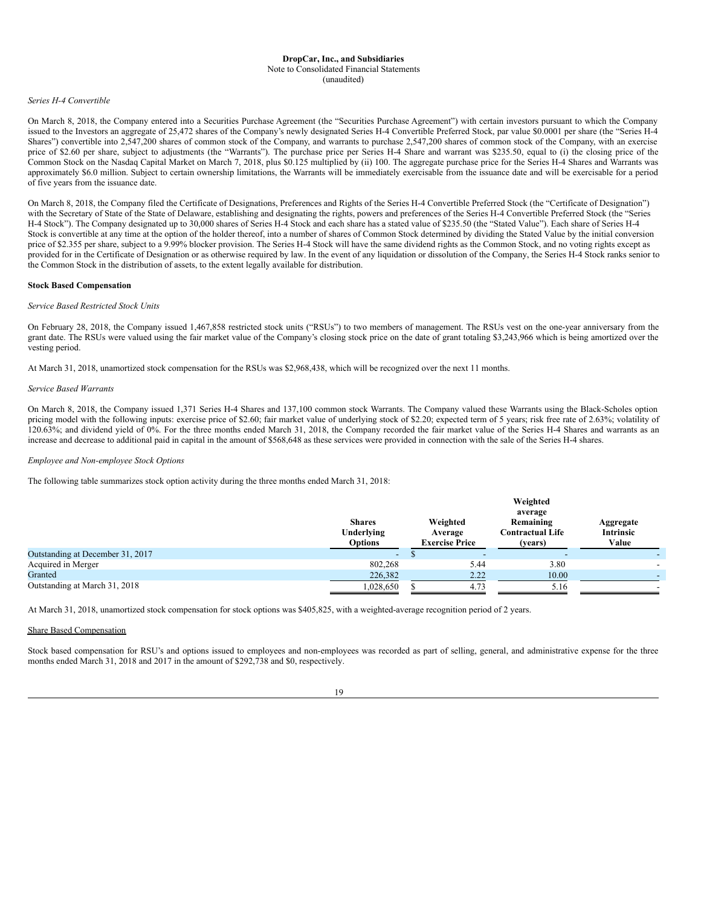**DropCar, Inc., and Subsidiaries**
Note to Consolidated Financial Statements
(unaudited)

*Series H-4 Convertible*

On March 8, 2018, the Company entered into a Securities Purchase Agreement (the "Securities Purchase Agreement") with certain investors pursuant to which the Company issued to the Investors an aggregate of 25,472 shares of the Company's newly designated Series H-4 Convertible Preferred Stock, par value $0.0001 per share (the "Series H-4 Shares") convertible into 2,547,200 shares of common stock of the Company, and warrants to purchase 2,547,200 shares of common stock of the Company, with an exercise price of $2.60 per share, subject to adjustments (the "Warrants"). The purchase price per Series H-4 Share and warrant was $235.50, equal to (i) the closing price of the Common Stock on the Nasdaq Capital Market on March 7, 2018, plus $0.125 multiplied by (ii) 100. The aggregate purchase price for the Series H-4 Shares and Warrants was approximately $6.0 million. Subject to certain ownership limitations, the Warrants will be immediately exercisable from the issuance date and will be exercisable for a period of five years from the issuance date.

On March 8, 2018, the Company filed the Certificate of Designations, Preferences and Rights of the Series H-4 Convertible Preferred Stock (the "Certificate of Designation") with the Secretary of State of the State of Delaware, establishing and designating the rights, powers and preferences of the Series H-4 Convertible Preferred Stock (the "Series H-4 Stock"). The Company designated up to 30,000 shares of Series H-4 Stock and each share has a stated value of $235.50 (the "Stated Value"). Each share of Series H-4 Stock is convertible at any time at the option of the holder thereof, into a number of shares of Common Stock determined by dividing the Stated Value by the initial conversion price of $2.355 per share, subject to a 9.99% blocker provision. The Series H-4 Stock will have the same dividend rights as the Common Stock, and no voting rights except as provided for in the Certificate of Designation or as otherwise required by law. In the event of any liquidation or dissolution of the Company, the Series H-4 Stock ranks senior to the Common Stock in the distribution of assets, to the extent legally available for distribution.

**Stock Based Compensation**

*Service Based Restricted Stock Units*

On February 28, 2018, the Company issued 1,467,858 restricted stock units ("RSUs") to two members of management. The RSUs vest on the one-year anniversary from the grant date. The RSUs were valued using the fair market value of the Company's closing stock price on the date of grant totaling $3,243,966 which is being amortized over the vesting period.

At March 31, 2018, unamortized stock compensation for the RSUs was $2,968,438, which will be recognized over the next 11 months.

*Service Based Warrants*

On March 8, 2018, the Company issued 1,371 Series H-4 Shares and 137,100 common stock Warrants. The Company valued these Warrants using the Black-Scholes option pricing model with the following inputs: exercise price of $2.60; fair market value of underlying stock of $2.20; expected term of 5 years; risk free rate of 2.63%; volatility of 120.63%; and dividend yield of 0%. For the three months ended March 31, 2018, the Company recorded the fair market value of the Series H-4 Shares and warrants as an increase and decrease to additional paid in capital in the amount of $568,648 as these services were provided in connection with the sale of the Series H-4 shares.

*Employee and Non-employee Stock Options*

The following table summarizes stock option activity during the three months ended March 31, 2018:

| | Shares Underlying Options | Weighted Average Exercise Price | Weighted average Remaining Contractual Life (years) | Aggregate Intrinsic Value |
|---|---|---|---|---|
| Outstanding at December 31, 2017 | - | $ - | - | - |
| Acquired in Merger | 802,268 | 5.44 | 3.80 | - |
| Granted | 226,382 | 2.22 | 10.00 | - |
| Outstanding at March 31, 2018 | 1,028,650 | $ 4.73 | 5.16 | - |

At March 31, 2018, unamortized stock compensation for stock options was $405,825, with a weighted-average recognition period of 2 years.

Share Based Compensation

Stock based compensation for RSU's and options issued to employees and non-employees was recorded as part of selling, general, and administrative expense for the three months ended March 31, 2018 and 2017 in the amount of $292,738 and $0, respectively.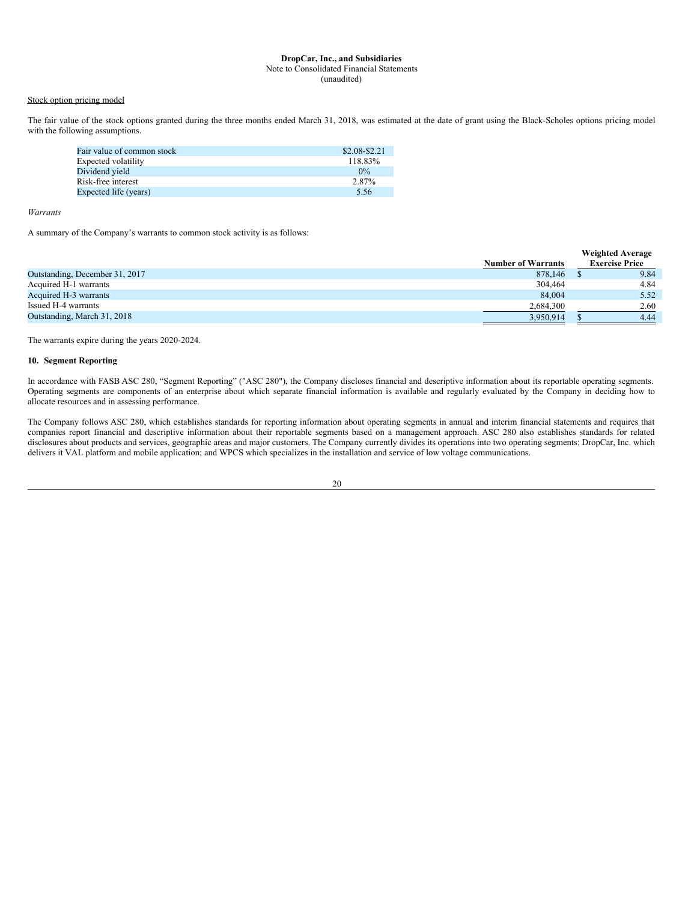DropCar, Inc., and Subsidiaries
Note to Consolidated Financial Statements
(unaudited)

Stock option pricing model

The fair value of the stock options granted during the three months ended March 31, 2018, was estimated at the date of grant using the Black-Scholes options pricing model with the following assumptions.

| | |
|---|---|
| Fair value of common stock | $2.08-$2.21 |
| Expected volatility | 118.83% |
| Dividend yield | 0% |
| Risk-free interest | 2.87% |
| Expected life (years) | 5.56 |

*Warrants*

A summary of the Company's warrants to common stock activity is as follows:

| | Number of Warrants | Weighted Average Exercise Price |
|---|---|---|
| Outstanding, December 31, 2017 | 878,146 | $ 9.84 |
| Acquired H-1 warrants | 304,464 | 4.84 |
| Acquired H-3 warrants | 84,004 | 5.52 |
| Issued H-4 warrants | 2,684,300 | 2.60 |
| Outstanding, March 31, 2018 | 3,950,914 | $ 4.44 |

The warrants expire during the years 2020-2024.

## 10. Segment Reporting

In accordance with FASB ASC 280, "Segment Reporting" ("ASC 280"), the Company discloses financial and descriptive information about its reportable operating segments. Operating segments are components of an enterprise about which separate financial information is available and regularly evaluated by the Company in deciding how to allocate resources and in assessing performance.

The Company follows ASC 280, which establishes standards for reporting information about operating segments in annual and interim financial statements and requires that companies report financial and descriptive information about their reportable segments based on a management approach. ASC 280 also establishes standards for related disclosures about products and services, geographic areas and major customers. The Company currently divides its operations into two operating segments: DropCar, Inc. which delivers it VAL platform and mobile application; and WPCS which specializes in the installation and service of low voltage communications.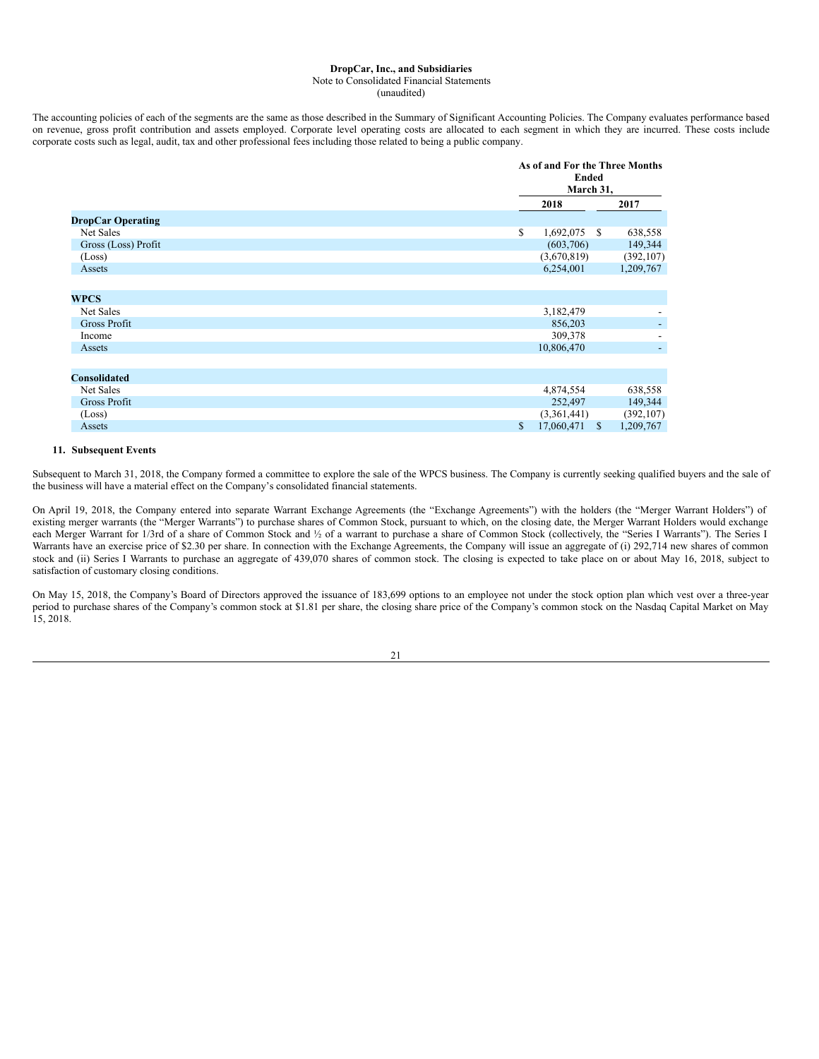**DropCar, Inc., and Subsidiaries**
Note to Consolidated Financial Statements
(unaudited)

The accounting policies of each of the segments are the same as those described in the Summary of Significant Accounting Policies. The Company evaluates performance based on revenue, gross profit contribution and assets employed. Corporate level operating costs are allocated to each segment in which they are incurred. These costs include corporate costs such as legal, audit, tax and other professional fees including those related to being a public company.

| | As of and For the Three Months Ended March 31, | |
|---|---|---|
| | 2018 | 2017 |
| **DropCar Operating** | | |
| Net Sales | $ 1,692,075 | $ 638,558 |
| Gross (Loss) Profit | (603,706) | 149,344 |
| (Loss) | (3,670,819) | (392,107) |
| Assets | 6,254,001 | 1,209,767 |
| | | |
| **WPCS** | | |
| Net Sales | 3,182,479 | - |
| Gross Profit | 856,203 | - |
| Income | 309,378 | - |
| Assets | 10,806,470 | - |
| | | |
| **Consolidated** | | |
| Net Sales | 4,874,554 | 638,558 |
| Gross Profit | 252,497 | 149,344 |
| (Loss) | (3,361,441) | (392,107) |
| Assets | $ 17,060,471 | $ 1,209,767 |

## 11. Subsequent Events

Subsequent to March 31, 2018, the Company formed a committee to explore the sale of the WPCS business. The Company is currently seeking qualified buyers and the sale of the business will have a material effect on the Company's consolidated financial statements.

On April 19, 2018, the Company entered into separate Warrant Exchange Agreements (the "Exchange Agreements") with the holders (the "Merger Warrant Holders") of existing merger warrants (the "Merger Warrants") to purchase shares of Common Stock, pursuant to which, on the closing date, the Merger Warrant Holders would exchange each Merger Warrant for 1/3rd of a share of Common Stock and ½ of a warrant to purchase a share of Common Stock (collectively, the "Series I Warrants"). The Series I Warrants have an exercise price of $2.30 per share. In connection with the Exchange Agreements, the Company will issue an aggregate of (i) 292,714 new shares of common stock and (ii) Series I Warrants to purchase an aggregate of 439,070 shares of common stock. The closing is expected to take place on or about May 16, 2018, subject to satisfaction of customary closing conditions.

On May 15, 2018, the Company's Board of Directors approved the issuance of 183,699 options to an employee not under the stock option plan which vest over a three-year period to purchase shares of the Company's common stock at $1.81 per share, the closing share price of the Company's common stock on the Nasdaq Capital Market on May 15, 2018.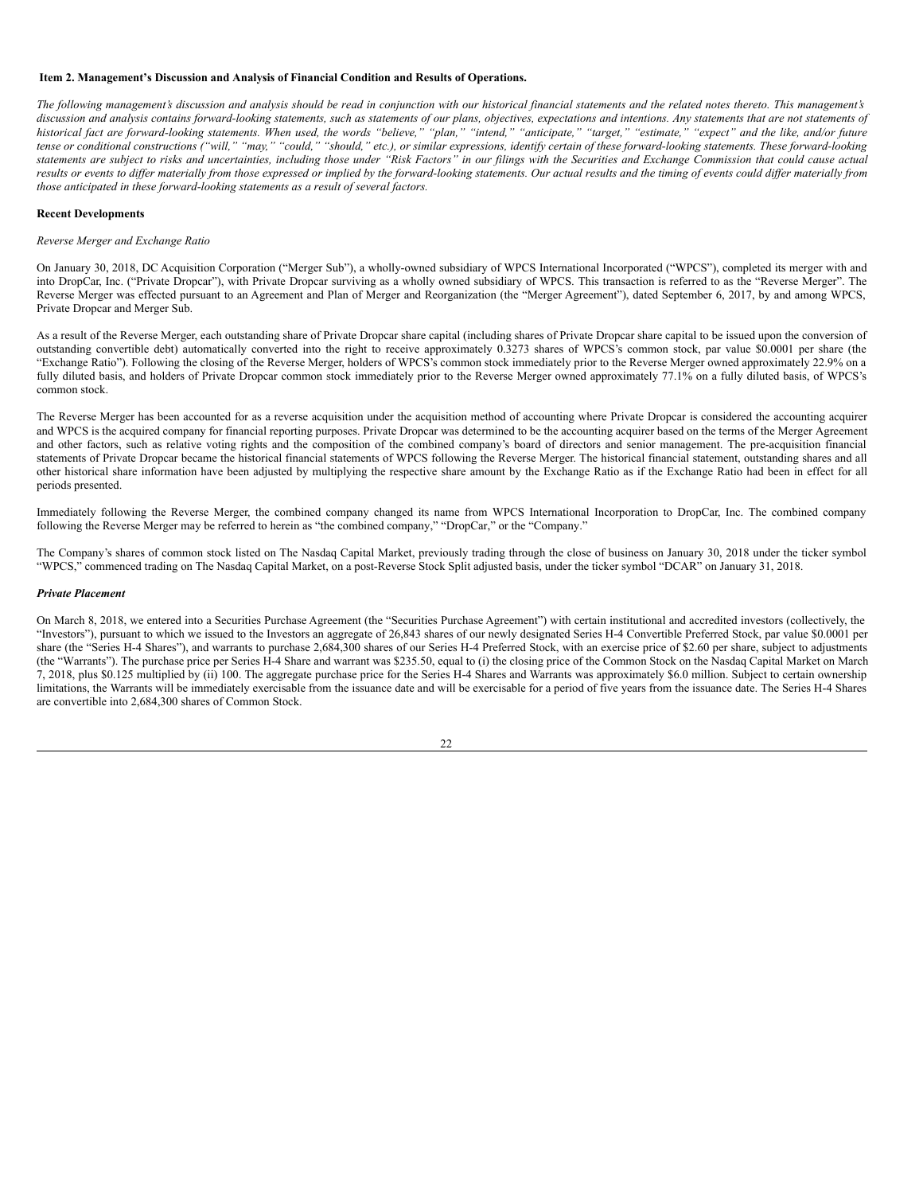**Item 2. Management's Discussion and Analysis of Financial Condition and Results of Operations.**

*The following management's discussion and analysis should be read in conjunction with our historical financial statements and the related notes thereto. This management's discussion and analysis contains forward-looking statements, such as statements of our plans, objectives, expectations and intentions. Any statements that are not statements of historical fact are forward-looking statements. When used, the words "believe," "plan," "intend," "anticipate," "target," "estimate," "expect" and the like, and/or future tense or conditional constructions ("will," "may," "could," "should," etc.), or similar expressions, identify certain of these forward-looking statements. These forward-looking statements are subject to risks and uncertainties, including those under "Risk Factors" in our filings with the Securities and Exchange Commission that could cause actual results or events to differ materially from those expressed or implied by the forward-looking statements. Our actual results and the timing of events could differ materially from those anticipated in these forward-looking statements as a result of several factors.*

**Recent Developments**

*Reverse Merger and Exchange Ratio*

On January 30, 2018, DC Acquisition Corporation ("Merger Sub"), a wholly-owned subsidiary of WPCS International Incorporated ("WPCS"), completed its merger with and into DropCar, Inc. ("Private Dropcar"), with Private Dropcar surviving as a wholly owned subsidiary of WPCS. This transaction is referred to as the "Reverse Merger". The Reverse Merger was effected pursuant to an Agreement and Plan of Merger and Reorganization (the "Merger Agreement"), dated September 6, 2017, by and among WPCS, Private Dropcar and Merger Sub.

As a result of the Reverse Merger, each outstanding share of Private Dropcar share capital (including shares of Private Dropcar share capital to be issued upon the conversion of outstanding convertible debt) automatically converted into the right to receive approximately 0.3273 shares of WPCS's common stock, par value $0.0001 per share (the "Exchange Ratio"). Following the closing of the Reverse Merger, holders of WPCS's common stock immediately prior to the Reverse Merger owned approximately 22.9% on a fully diluted basis, and holders of Private Dropcar common stock immediately prior to the Reverse Merger owned approximately 77.1% on a fully diluted basis, of WPCS's common stock.

The Reverse Merger has been accounted for as a reverse acquisition under the acquisition method of accounting where Private Dropcar is considered the accounting acquirer and WPCS is the acquired company for financial reporting purposes. Private Dropcar was determined to be the accounting acquirer based on the terms of the Merger Agreement and other factors, such as relative voting rights and the composition of the combined company's board of directors and senior management. The pre-acquisition financial statements of Private Dropcar became the historical financial statements of WPCS following the Reverse Merger. The historical financial statement, outstanding shares and all other historical share information have been adjusted by multiplying the respective share amount by the Exchange Ratio as if the Exchange Ratio had been in effect for all periods presented.

Immediately following the Reverse Merger, the combined company changed its name from WPCS International Incorporation to DropCar, Inc. The combined company following the Reverse Merger may be referred to herein as "the combined company," "DropCar," or the "Company."

The Company's shares of common stock listed on The Nasdaq Capital Market, previously trading through the close of business on January 30, 2018 under the ticker symbol "WPCS," commenced trading on The Nasdaq Capital Market, on a post-Reverse Stock Split adjusted basis, under the ticker symbol "DCAR" on January 31, 2018.

***Private Placement***

On March 8, 2018, we entered into a Securities Purchase Agreement (the "Securities Purchase Agreement") with certain institutional and accredited investors (collectively, the "Investors"), pursuant to which we issued to the Investors an aggregate of 26,843 shares of our newly designated Series H-4 Convertible Preferred Stock, par value $0.0001 per share (the "Series H-4 Shares"), and warrants to purchase 2,684,300 shares of our Series H-4 Preferred Stock, with an exercise price of $2.60 per share, subject to adjustments (the "Warrants"). The purchase price per Series H-4 Share and warrant was $235.50, equal to (i) the closing price of the Common Stock on the Nasdaq Capital Market on March 7, 2018, plus $0.125 multiplied by (ii) 100. The aggregate purchase price for the Series H-4 Shares and Warrants was approximately $6.0 million. Subject to certain ownership limitations, the Warrants will be immediately exercisable from the issuance date and will be exercisable for a period of five years from the issuance date. The Series H-4 Shares are convertible into 2,684,300 shares of Common Stock.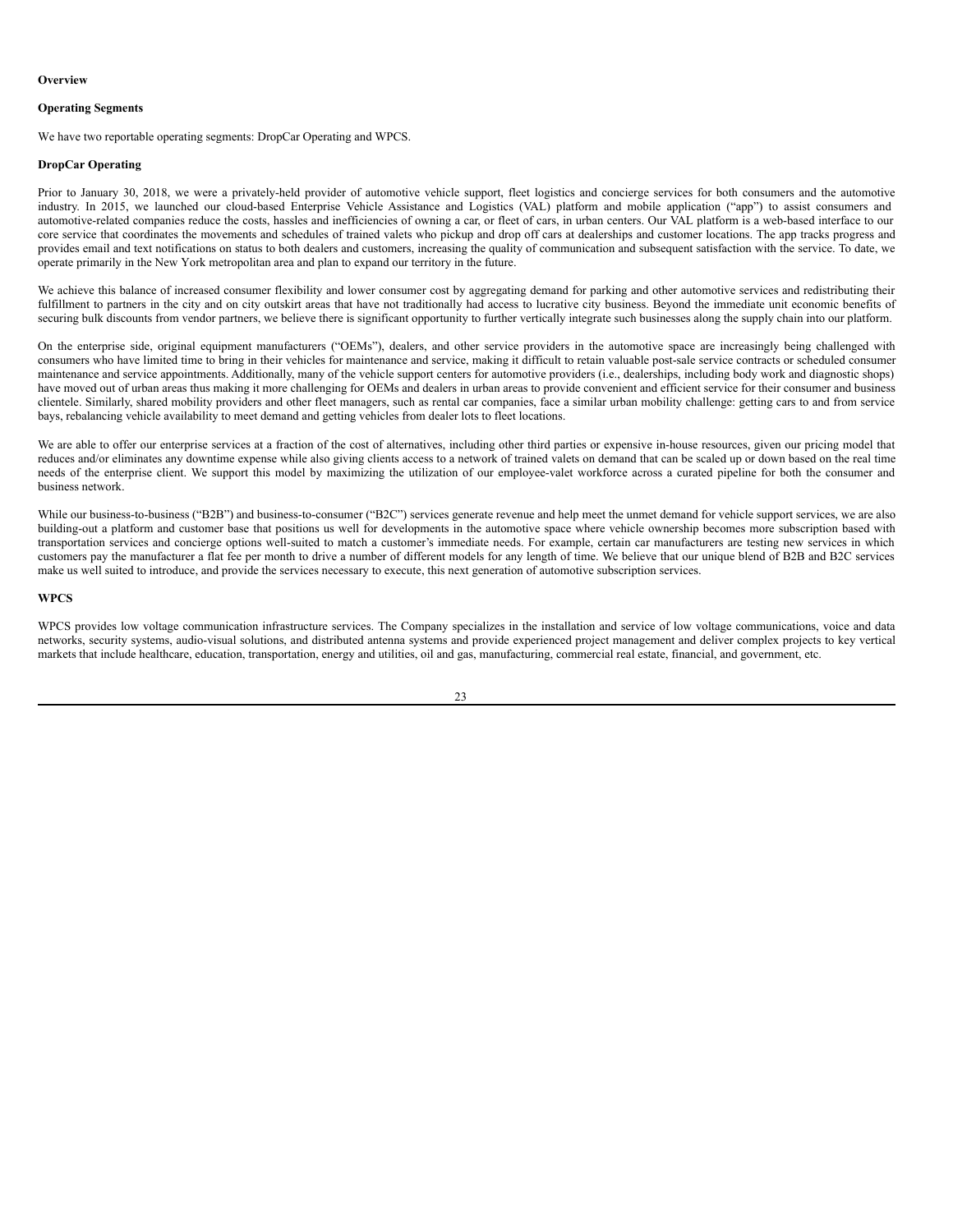**Overview**

**Operating Segments**

We have two reportable operating segments: DropCar Operating and WPCS.

**DropCar Operating**

Prior to January 30, 2018, we were a privately-held provider of automotive vehicle support, fleet logistics and concierge services for both consumers and the automotive industry. In 2015, we launched our cloud-based Enterprise Vehicle Assistance and Logistics (VAL) platform and mobile application ("app") to assist consumers and automotive-related companies reduce the costs, hassles and inefficiencies of owning a car, or fleet of cars, in urban centers. Our VAL platform is a web-based interface to our core service that coordinates the movements and schedules of trained valets who pickup and drop off cars at dealerships and customer locations. The app tracks progress and provides email and text notifications on status to both dealers and customers, increasing the quality of communication and subsequent satisfaction with the service. To date, we operate primarily in the New York metropolitan area and plan to expand our territory in the future.

We achieve this balance of increased consumer flexibility and lower consumer cost by aggregating demand for parking and other automotive services and redistributing their fulfillment to partners in the city and on city outskirt areas that have not traditionally had access to lucrative city business. Beyond the immediate unit economic benefits of securing bulk discounts from vendor partners, we believe there is significant opportunity to further vertically integrate such businesses along the supply chain into our platform.

On the enterprise side, original equipment manufacturers ("OEMs"), dealers, and other service providers in the automotive space are increasingly being challenged with consumers who have limited time to bring in their vehicles for maintenance and service, making it difficult to retain valuable post-sale service contracts or scheduled consumer maintenance and service appointments. Additionally, many of the vehicle support centers for automotive providers (i.e., dealerships, including body work and diagnostic shops) have moved out of urban areas thus making it more challenging for OEMs and dealers in urban areas to provide convenient and efficient service for their consumer and business clientele. Similarly, shared mobility providers and other fleet managers, such as rental car companies, face a similar urban mobility challenge: getting cars to and from service bays, rebalancing vehicle availability to meet demand and getting vehicles from dealer lots to fleet locations.

We are able to offer our enterprise services at a fraction of the cost of alternatives, including other third parties or expensive in-house resources, given our pricing model that reduces and/or eliminates any downtime expense while also giving clients access to a network of trained valets on demand that can be scaled up or down based on the real time needs of the enterprise client. We support this model by maximizing the utilization of our employee-valet workforce across a curated pipeline for both the consumer and business network.

While our business-to-business ("B2B") and business-to-consumer ("B2C") services generate revenue and help meet the unmet demand for vehicle support services, we are also building-out a platform and customer base that positions us well for developments in the automotive space where vehicle ownership becomes more subscription based with transportation services and concierge options well-suited to match a customer's immediate needs. For example, certain car manufacturers are testing new services in which customers pay the manufacturer a flat fee per month to drive a number of different models for any length of time. We believe that our unique blend of B2B and B2C services make us well suited to introduce, and provide the services necessary to execute, this next generation of automotive subscription services.

**WPCS**

WPCS provides low voltage communication infrastructure services. The Company specializes in the installation and service of low voltage communications, voice and data networks, security systems, audio-visual solutions, and distributed antenna systems and provide experienced project management and deliver complex projects to key vertical markets that include healthcare, education, transportation, energy and utilities, oil and gas, manufacturing, commercial real estate, financial, and government, etc.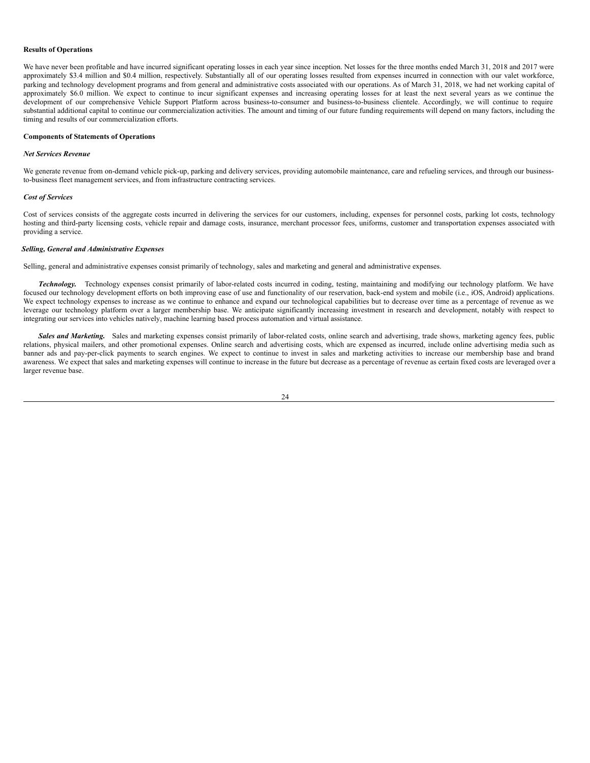**Results of Operations**

We have never been profitable and have incurred significant operating losses in each year since inception. Net losses for the three months ended March 31, 2018 and 2017 were approximately $3.4 million and $0.4 million, respectively. Substantially all of our operating losses resulted from expenses incurred in connection with our valet workforce, parking and technology development programs and from general and administrative costs associated with our operations. As of March 31, 2018, we had net working capital of approximately $6.0 million. We expect to continue to incur significant expenses and increasing operating losses for at least the next several years as we continue the development of our comprehensive Vehicle Support Platform across business-to-consumer and business-to-business clientele. Accordingly, we will continue to require substantial additional capital to continue our commercialization activities. The amount and timing of our future funding requirements will depend on many factors, including the timing and results of our commercialization efforts.

**Components of Statements of Operations**

***Net Services Revenue***

We generate revenue from on-demand vehicle pick-up, parking and delivery services, providing automobile maintenance, care and refueling services, and through our business-to-business fleet management services, and from infrastructure contracting services.

***Cost of Services***

Cost of services consists of the aggregate costs incurred in delivering the services for our customers, including, expenses for personnel costs, parking lot costs, technology hosting and third-party licensing costs, vehicle repair and damage costs, insurance, merchant processor fees, uniforms, customer and transportation expenses associated with providing a service.

***Selling, General and Administrative Expenses***

Selling, general and administrative expenses consist primarily of technology, sales and marketing and general and administrative expenses.

***Technology.*** Technology expenses consist primarily of labor-related costs incurred in coding, testing, maintaining and modifying our technology platform. We have focused our technology development efforts on both improving ease of use and functionality of our reservation, back-end system and mobile (i.e., iOS, Android) applications. We expect technology expenses to increase as we continue to enhance and expand our technological capabilities but to decrease over time as a percentage of revenue as we leverage our technology platform over a larger membership base. We anticipate significantly increasing investment in research and development, notably with respect to integrating our services into vehicles natively, machine learning based process automation and virtual assistance.

***Sales and Marketing.*** Sales and marketing expenses consist primarily of labor-related costs, online search and advertising, trade shows, marketing agency fees, public relations, physical mailers, and other promotional expenses. Online search and advertising costs, which are expensed as incurred, include online advertising media such as banner ads and pay-per-click payments to search engines. We expect to continue to invest in sales and marketing activities to increase our membership base and brand awareness. We expect that sales and marketing expenses will continue to increase in the future but decrease as a percentage of revenue as certain fixed costs are leveraged over a larger revenue base.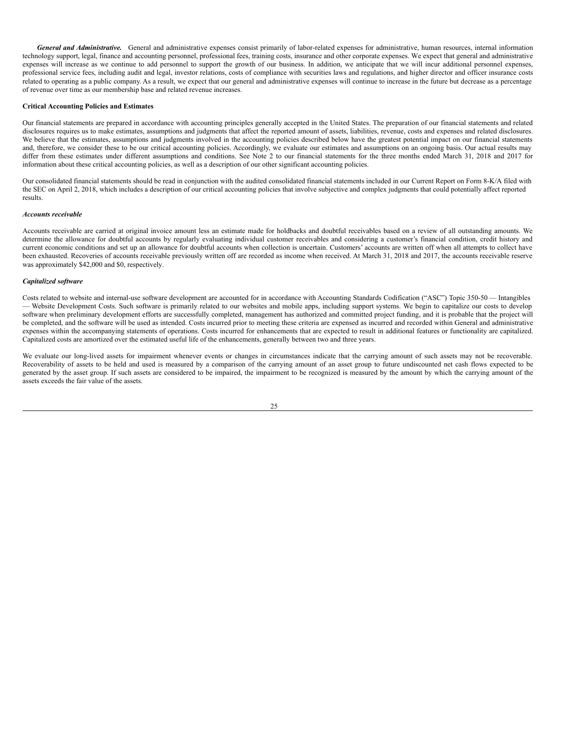***General and Administrative.*** General and administrative expenses consist primarily of labor-related expenses for administrative, human resources, internal information technology support, legal, finance and accounting personnel, professional fees, training costs, insurance and other corporate expenses. We expect that general and administrative expenses will increase as we continue to add personnel to support the growth of our business. In addition, we anticipate that we will incur additional personnel expenses, professional service fees, including audit and legal, investor relations, costs of compliance with securities laws and regulations, and higher director and officer insurance costs related to operating as a public company. As a result, we expect that our general and administrative expenses will continue to increase in the future but decrease as a percentage of revenue over time as our membership base and related revenue increases.

**Critical Accounting Policies and Estimates**

Our financial statements are prepared in accordance with accounting principles generally accepted in the United States. The preparation of our financial statements and related disclosures requires us to make estimates, assumptions and judgments that affect the reported amount of assets, liabilities, revenue, costs and expenses and related disclosures. We believe that the estimates, assumptions and judgments involved in the accounting policies described below have the greatest potential impact on our financial statements and, therefore, we consider these to be our critical accounting policies. Accordingly, we evaluate our estimates and assumptions on an ongoing basis. Our actual results may differ from these estimates under different assumptions and conditions. See Note 2 to our financial statements for the three months ended March 31, 2018 and 2017 for information about these critical accounting policies, as well as a description of our other significant accounting policies.

Our consolidated financial statements should be read in conjunction with the audited consolidated financial statements included in our Current Report on Form 8-K/A filed with the SEC on April 2, 2018, which includes a description of our critical accounting policies that involve subjective and complex judgments that could potentially affect reported results.

***Accounts receivable***

Accounts receivable are carried at original invoice amount less an estimate made for holdbacks and doubtful receivables based on a review of all outstanding amounts. We determine the allowance for doubtful accounts by regularly evaluating individual customer receivables and considering a customer's financial condition, credit history and current economic conditions and set up an allowance for doubtful accounts when collection is uncertain. Customers' accounts are written off when all attempts to collect have been exhausted. Recoveries of accounts receivable previously written off are recorded as income when received. At March 31, 2018 and 2017, the accounts receivable reserve was approximately $42,000 and $0, respectively.

***Capitalized software***

Costs related to website and internal-use software development are accounted for in accordance with Accounting Standards Codification ("ASC") Topic 350-50 — Intangibles — Website Development Costs. Such software is primarily related to our websites and mobile apps, including support systems. We begin to capitalize our costs to develop software when preliminary development efforts are successfully completed, management has authorized and committed project funding, and it is probable that the project will be completed, and the software will be used as intended. Costs incurred prior to meeting these criteria are expensed as incurred and recorded within General and administrative expenses within the accompanying statements of operations. Costs incurred for enhancements that are expected to result in additional features or functionality are capitalized. Capitalized costs are amortized over the estimated useful life of the enhancements, generally between two and three years.

We evaluate our long-lived assets for impairment whenever events or changes in circumstances indicate that the carrying amount of such assets may not be recoverable. Recoverability of assets to be held and used is measured by a comparison of the carrying amount of an asset group to future undiscounted net cash flows expected to be generated by the asset group. If such assets are considered to be impaired, the impairment to be recognized is measured by the amount by which the carrying amount of the assets exceeds the fair value of the assets.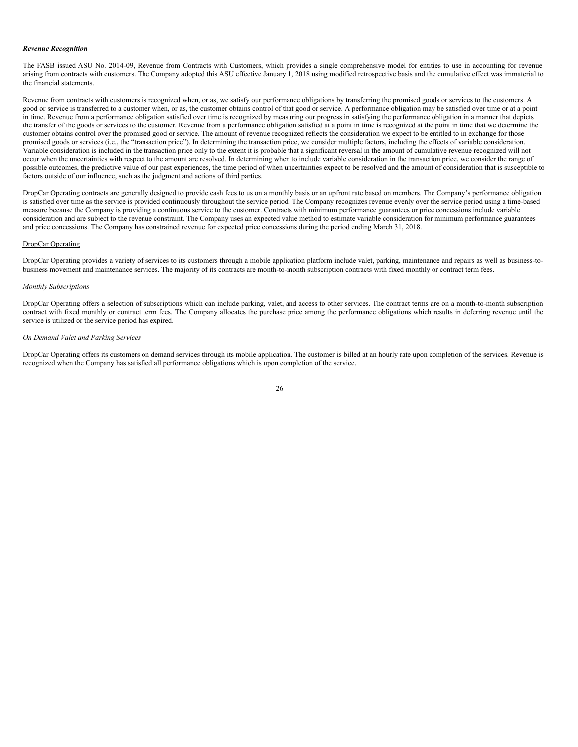***Revenue Recognition***

The FASB issued ASU No. 2014-09, Revenue from Contracts with Customers, which provides a single comprehensive model for entities to use in accounting for revenue arising from contracts with customers. The Company adopted this ASU effective January 1, 2018 using modified retrospective basis and the cumulative effect was immaterial to the financial statements.

Revenue from contracts with customers is recognized when, or as, we satisfy our performance obligations by transferring the promised goods or services to the customers. A good or service is transferred to a customer when, or as, the customer obtains control of that good or service. A performance obligation may be satisfied over time or at a point in time. Revenue from a performance obligation satisfied over time is recognized by measuring our progress in satisfying the performance obligation in a manner that depicts the transfer of the goods or services to the customer. Revenue from a performance obligation satisfied at a point in time is recognized at the point in time that we determine the customer obtains control over the promised good or service. The amount of revenue recognized reflects the consideration we expect to be entitled to in exchange for those promised goods or services (i.e., the "transaction price"). In determining the transaction price, we consider multiple factors, including the effects of variable consideration. Variable consideration is included in the transaction price only to the extent it is probable that a significant reversal in the amount of cumulative revenue recognized will not occur when the uncertainties with respect to the amount are resolved. In determining when to include variable consideration in the transaction price, we consider the range of possible outcomes, the predictive value of our past experiences, the time period of when uncertainties expect to be resolved and the amount of consideration that is susceptible to factors outside of our influence, such as the judgment and actions of third parties.

DropCar Operating contracts are generally designed to provide cash fees to us on a monthly basis or an upfront rate based on members. The Company's performance obligation is satisfied over time as the service is provided continuously throughout the service period. The Company recognizes revenue evenly over the service period using a time-based measure because the Company is providing a continuous service to the customer. Contracts with minimum performance guarantees or price concessions include variable consideration and are subject to the revenue constraint. The Company uses an expected value method to estimate variable consideration for minimum performance guarantees and price concessions. The Company has constrained revenue for expected price concessions during the period ending March 31, 2018.

DropCar Operating

DropCar Operating provides a variety of services to its customers through a mobile application platform include valet, parking, maintenance and repairs as well as business-to-business movement and maintenance services. The majority of its contracts are month-to-month subscription contracts with fixed monthly or contract term fees.

*Monthly Subscriptions*

DropCar Operating offers a selection of subscriptions which can include parking, valet, and access to other services. The contract terms are on a month-to-month subscription contract with fixed monthly or contract term fees. The Company allocates the purchase price among the performance obligations which results in deferring revenue until the service is utilized or the service period has expired.

*On Demand Valet and Parking Services*

DropCar Operating offers its customers on demand services through its mobile application. The customer is billed at an hourly rate upon completion of the services. Revenue is recognized when the Company has satisfied all performance obligations which is upon completion of the service.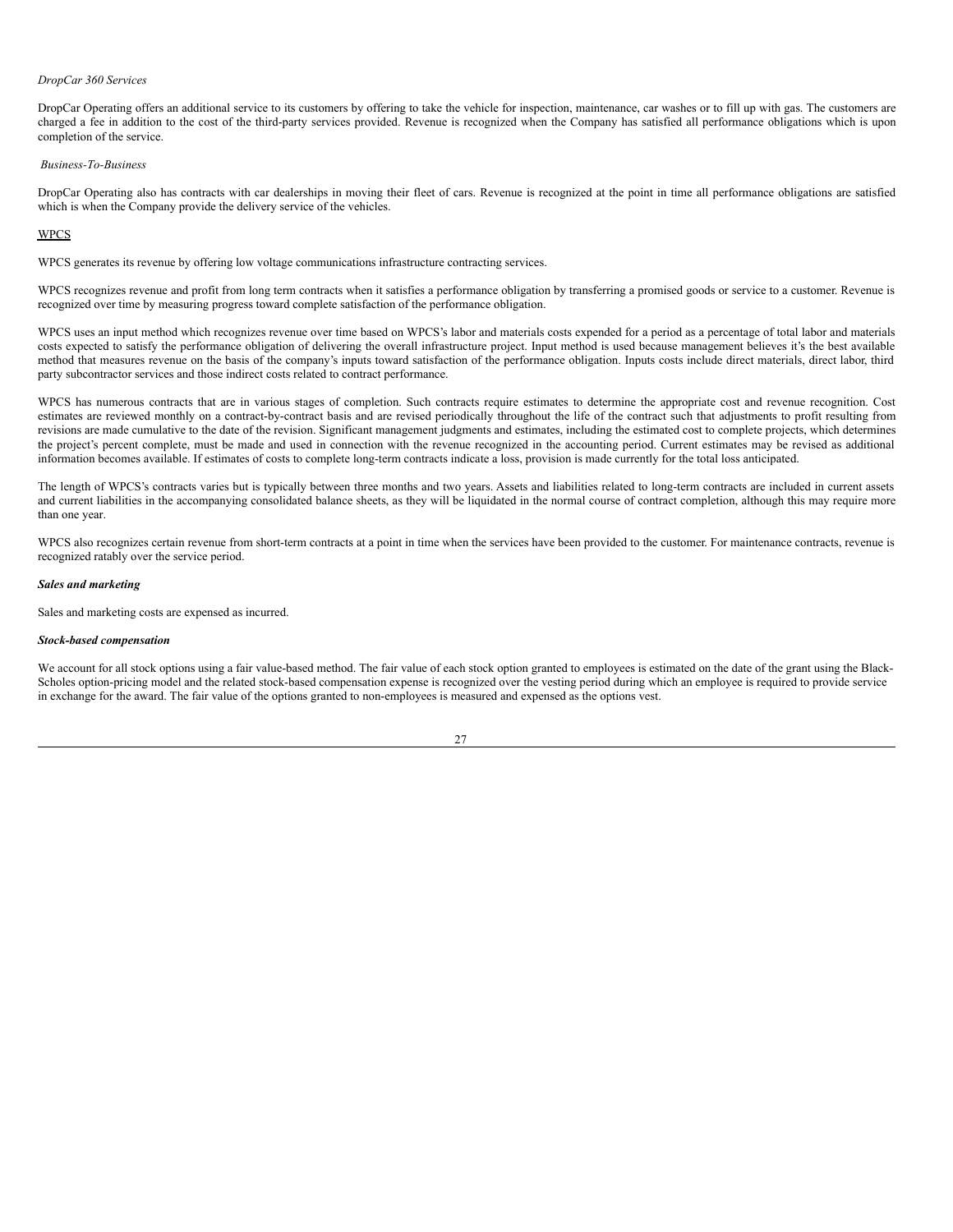*DropCar 360 Services*

DropCar Operating offers an additional service to its customers by offering to take the vehicle for inspection, maintenance, car washes or to fill up with gas. The customers are charged a fee in addition to the cost of the third-party services provided. Revenue is recognized when the Company has satisfied all performance obligations which is upon completion of the service.

*Business-To-Business*

DropCar Operating also has contracts with car dealerships in moving their fleet of cars. Revenue is recognized at the point in time all performance obligations are satisfied which is when the Company provide the delivery service of the vehicles.

WPCS

WPCS generates its revenue by offering low voltage communications infrastructure contracting services.

WPCS recognizes revenue and profit from long term contracts when it satisfies a performance obligation by transferring a promised goods or service to a customer. Revenue is recognized over time by measuring progress toward complete satisfaction of the performance obligation.

WPCS uses an input method which recognizes revenue over time based on WPCS's labor and materials costs expended for a period as a percentage of total labor and materials costs expected to satisfy the performance obligation of delivering the overall infrastructure project. Input method is used because management believes it's the best available method that measures revenue on the basis of the company's inputs toward satisfaction of the performance obligation. Inputs costs include direct materials, direct labor, third party subcontractor services and those indirect costs related to contract performance.

WPCS has numerous contracts that are in various stages of completion. Such contracts require estimates to determine the appropriate cost and revenue recognition. Cost estimates are reviewed monthly on a contract-by-contract basis and are revised periodically throughout the life of the contract such that adjustments to profit resulting from revisions are made cumulative to the date of the revision. Significant management judgments and estimates, including the estimated cost to complete projects, which determines the project's percent complete, must be made and used in connection with the revenue recognized in the accounting period. Current estimates may be revised as additional information becomes available. If estimates of costs to complete long-term contracts indicate a loss, provision is made currently for the total loss anticipated.

The length of WPCS's contracts varies but is typically between three months and two years. Assets and liabilities related to long-term contracts are included in current assets and current liabilities in the accompanying consolidated balance sheets, as they will be liquidated in the normal course of contract completion, although this may require more than one year.

WPCS also recognizes certain revenue from short-term contracts at a point in time when the services have been provided to the customer. For maintenance contracts, revenue is recognized ratably over the service period.

***Sales and marketing***

Sales and marketing costs are expensed as incurred.

***Stock-based compensation***

We account for all stock options using a fair value-based method. The fair value of each stock option granted to employees is estimated on the date of the grant using the Black-Scholes option-pricing model and the related stock-based compensation expense is recognized over the vesting period during which an employee is required to provide service in exchange for the award. The fair value of the options granted to non-employees is measured and expensed as the options vest.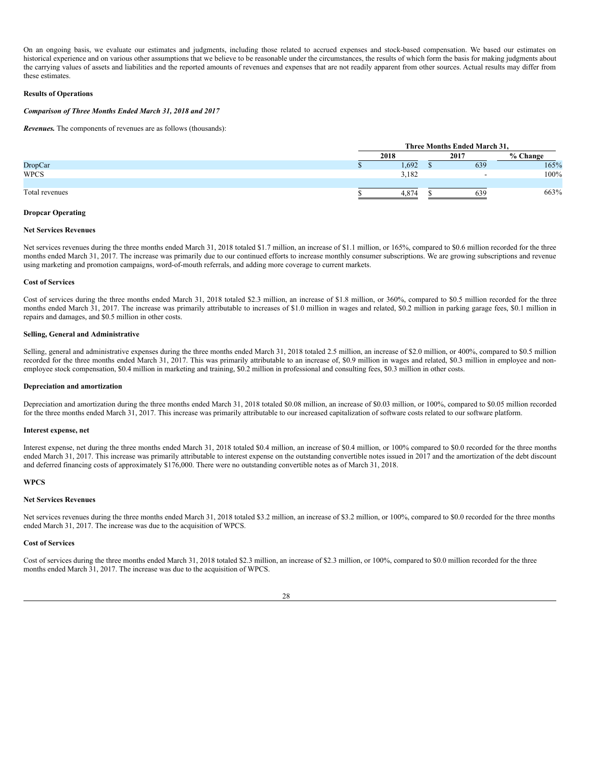On an ongoing basis, we evaluate our estimates and judgments, including those related to accrued expenses and stock-based compensation. We based our estimates on historical experience and on various other assumptions that we believe to be reasonable under the circumstances, the results of which form the basis for making judgments about the carrying values of assets and liabilities and the reported amounts of revenues and expenses that are not readily apparent from other sources. Actual results may differ from these estimates.

**Results of Operations**

***Comparison of Three Months Ended March 31, 2018 and 2017***

***Revenues.*** The components of revenues are as follows (thousands):

| | Three Months Ended March 31, | | |
|---|---|---|---|
| | 2018 | 2017 | % Change |
| DropCar | $ 1,692 | $ 639 | 165% |
| WPCS | 3,182 | - | 100% |
| Total revenues | $ 4,874 | $ 639 | 663% |

**Dropcar Operating**

**Net Services Revenues**

Net services revenues during the three months ended March 31, 2018 totaled $1.7 million, an increase of $1.1 million, or 165%, compared to $0.6 million recorded for the three months ended March 31, 2017. The increase was primarily due to our continued efforts to increase monthly consumer subscriptions. We are growing subscriptions and revenue using marketing and promotion campaigns, word-of-mouth referrals, and adding more coverage to current markets.

**Cost of Services**

Cost of services during the three months ended March 31, 2018 totaled $2.3 million, an increase of $1.8 million, or 360%, compared to $0.5 million recorded for the three months ended March 31, 2017. The increase was primarily attributable to increases of $1.0 million in wages and related, $0.2 million in parking garage fees, $0.1 million in repairs and damages, and $0.5 million in other costs.

**Selling, General and Administrative**

Selling, general and administrative expenses during the three months ended March 31, 2018 totaled 2.5 million, an increase of $2.0 million, or 400%, compared to $0.5 million recorded for the three months ended March 31, 2017. This was primarily attributable to an increase of, $0.9 million in wages and related, $0.3 million in employee and non-employee stock compensation, $0.4 million in marketing and training, $0.2 million in professional and consulting fees, $0.3 million in other costs.

**Depreciation and amortization**

Depreciation and amortization during the three months ended March 31, 2018 totaled $0.08 million, an increase of $0.03 million, or 100%, compared to $0.05 million recorded for the three months ended March 31, 2017. This increase was primarily attributable to our increased capitalization of software costs related to our software platform.

**Interest expense, net**

Interest expense, net during the three months ended March 31, 2018 totaled $0.4 million, an increase of $0.4 million, or 100% compared to $0.0 recorded for the three months ended March 31, 2017. This increase was primarily attributable to interest expense on the outstanding convertible notes issued in 2017 and the amortization of the debt discount and deferred financing costs of approximately $176,000. There were no outstanding convertible notes as of March 31, 2018.

**WPCS**

**Net Services Revenues**

Net services revenues during the three months ended March 31, 2018 totaled $3.2 million, an increase of $3.2 million, or 100%, compared to $0.0 recorded for the three months ended March 31, 2017. The increase was due to the acquisition of WPCS.

**Cost of Services**

Cost of services during the three months ended March 31, 2018 totaled $2.3 million, an increase of $2.3 million, or 100%, compared to $0.0 million recorded for the three months ended March 31, 2017. The increase was due to the acquisition of WPCS.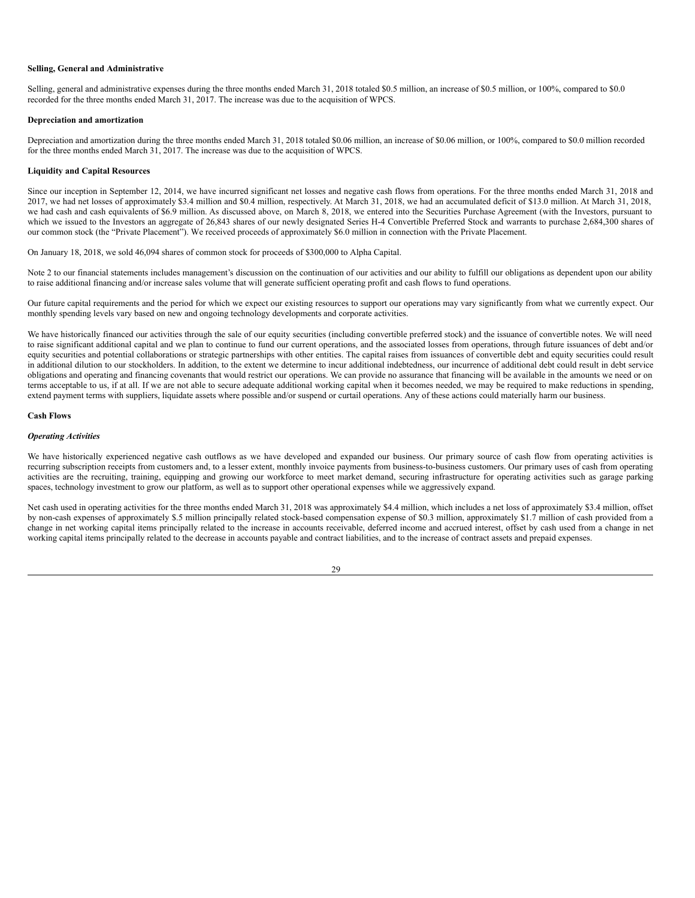**Selling, General and Administrative**

Selling, general and administrative expenses during the three months ended March 31, 2018 totaled $0.5 million, an increase of $0.5 million, or 100%, compared to $0.0 recorded for the three months ended March 31, 2017. The increase was due to the acquisition of WPCS.

**Depreciation and amortization**

Depreciation and amortization during the three months ended March 31, 2018 totaled $0.06 million, an increase of $0.06 million, or 100%, compared to $0.0 million recorded for the three months ended March 31, 2017. The increase was due to the acquisition of WPCS.

**Liquidity and Capital Resources**

Since our inception in September 12, 2014, we have incurred significant net losses and negative cash flows from operations. For the three months ended March 31, 2018 and 2017, we had net losses of approximately $3.4 million and $0.4 million, respectively. At March 31, 2018, we had an accumulated deficit of $13.0 million. At March 31, 2018, we had cash and cash equivalents of $6.9 million. As discussed above, on March 8, 2018, we entered into the Securities Purchase Agreement (with the Investors, pursuant to which we issued to the Investors an aggregate of 26,843 shares of our newly designated Series H-4 Convertible Preferred Stock and warrants to purchase 2,684,300 shares of our common stock (the "Private Placement"). We received proceeds of approximately $6.0 million in connection with the Private Placement.

On January 18, 2018, we sold 46,094 shares of common stock for proceeds of $300,000 to Alpha Capital.

Note 2 to our financial statements includes management's discussion on the continuation of our activities and our ability to fulfill our obligations as dependent upon our ability to raise additional financing and/or increase sales volume that will generate sufficient operating profit and cash flows to fund operations.

Our future capital requirements and the period for which we expect our existing resources to support our operations may vary significantly from what we currently expect. Our monthly spending levels vary based on new and ongoing technology developments and corporate activities.

We have historically financed our activities through the sale of our equity securities (including convertible preferred stock) and the issuance of convertible notes. We will need to raise significant additional capital and we plan to continue to fund our current operations, and the associated losses from operations, through future issuances of debt and/or equity securities and potential collaborations or strategic partnerships with other entities. The capital raises from issuances of convertible debt and equity securities could result in additional dilution to our stockholders. In addition, to the extent we determine to incur additional indebtedness, our incurrence of additional debt could result in debt service obligations and operating and financing covenants that would restrict our operations. We can provide no assurance that financing will be available in the amounts we need or on terms acceptable to us, if at all. If we are not able to secure adequate additional working capital when it becomes needed, we may be required to make reductions in spending, extend payment terms with suppliers, liquidate assets where possible and/or suspend or curtail operations. Any of these actions could materially harm our business.

**Cash Flows**

***Operating Activities***

We have historically experienced negative cash outflows as we have developed and expanded our business. Our primary source of cash flow from operating activities is recurring subscription receipts from customers and, to a lesser extent, monthly invoice payments from business-to-business customers. Our primary uses of cash from operating activities are the recruiting, training, equipping and growing our workforce to meet market demand, securing infrastructure for operating activities such as garage parking spaces, technology investment to grow our platform, as well as to support other operational expenses while we aggressively expand.

Net cash used in operating activities for the three months ended March 31, 2018 was approximately $4.4 million, which includes a net loss of approximately $3.4 million, offset by non-cash expenses of approximately $.5 million principally related stock-based compensation expense of $0.3 million, approximately $1.7 million of cash provided from a change in net working capital items principally related to the increase in accounts receivable, deferred income and accrued interest, offset by cash used from a change in net working capital items principally related to the decrease in accounts payable and contract liabilities, and to the increase of contract assets and prepaid expenses.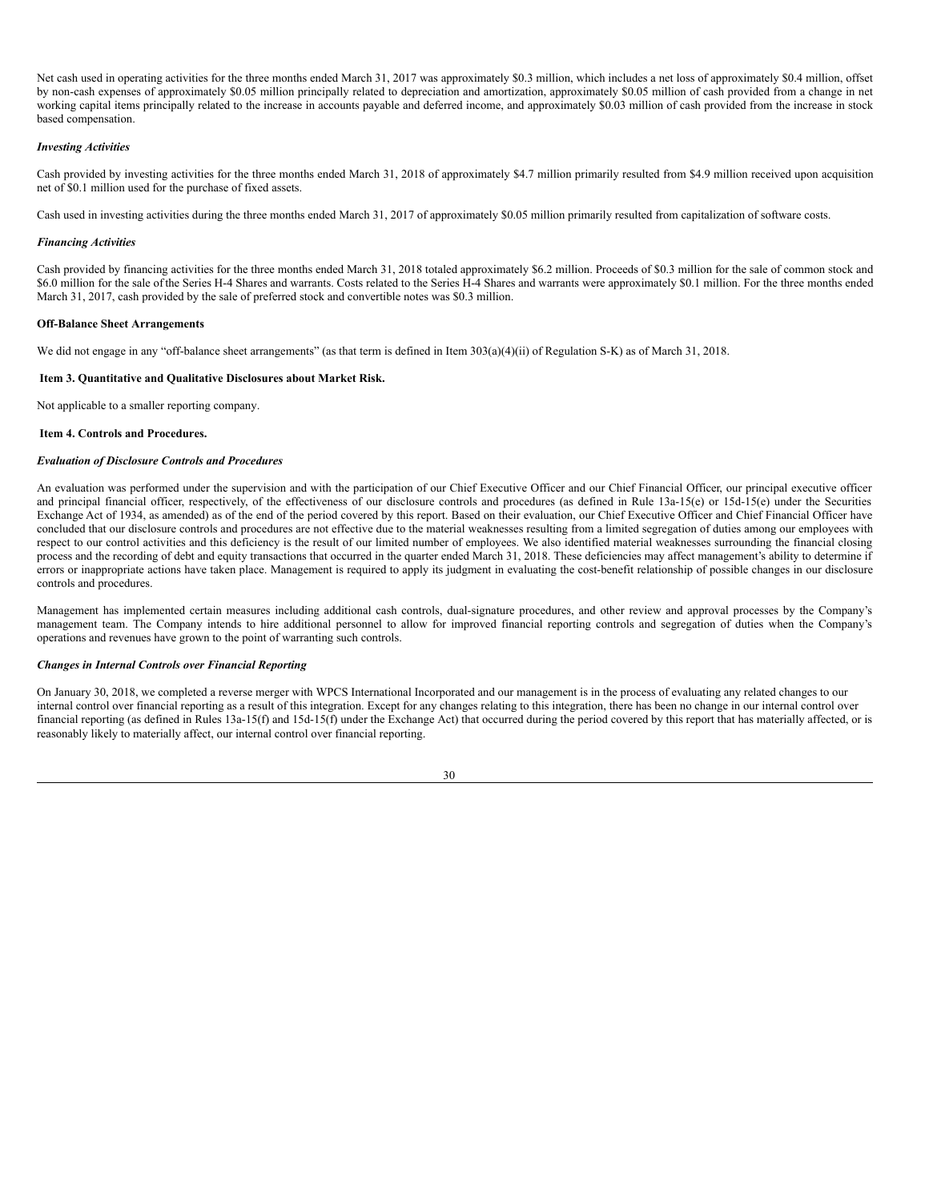Net cash used in operating activities for the three months ended March 31, 2017 was approximately $0.3 million, which includes a net loss of approximately $0.4 million, offset by non-cash expenses of approximately $0.05 million principally related to depreciation and amortization, approximately $0.05 million of cash provided from a change in net working capital items principally related to the increase in accounts payable and deferred income, and approximately $0.03 million of cash provided from the increase in stock based compensation.

### *Investing Activities*

Cash provided by investing activities for the three months ended March 31, 2018 of approximately $4.7 million primarily resulted from $4.9 million received upon acquisition net of $0.1 million used for the purchase of fixed assets.

Cash used in investing activities during the three months ended March 31, 2017 of approximately $0.05 million primarily resulted from capitalization of software costs.

### *Financing Activities*

Cash provided by financing activities for the three months ended March 31, 2018 totaled approximately $6.2 million. Proceeds of $0.3 million for the sale of common stock and $6.0 million for the sale of the Series H-4 Shares and warrants. Costs related to the Series H-4 Shares and warrants were approximately $0.1 million. For the three months ended March 31, 2017, cash provided by the sale of preferred stock and convertible notes was $0.3 million.

### **Off-Balance Sheet Arrangements**

We did not engage in any "off-balance sheet arrangements" (as that term is defined in Item 303(a)(4)(ii) of Regulation S-K) as of March 31, 2018.

## **Item 3. Quantitative and Qualitative Disclosures about Market Risk.**

Not applicable to a smaller reporting company.

## **Item 4. Controls and Procedures.**

### *Evaluation of Disclosure Controls and Procedures*

An evaluation was performed under the supervision and with the participation of our Chief Executive Officer and our Chief Financial Officer, our principal executive officer and principal financial officer, respectively, of the effectiveness of our disclosure controls and procedures (as defined in Rule 13a-15(e) or 15d-15(e) under the Securities Exchange Act of 1934, as amended) as of the end of the period covered by this report. Based on their evaluation, our Chief Executive Officer and Chief Financial Officer have concluded that our disclosure controls and procedures are not effective due to the material weaknesses resulting from a limited segregation of duties among our employees with respect to our control activities and this deficiency is the result of our limited number of employees. We also identified material weaknesses surrounding the financial closing process and the recording of debt and equity transactions that occurred in the quarter ended March 31, 2018. These deficiencies may affect management's ability to determine if errors or inappropriate actions have taken place. Management is required to apply its judgment in evaluating the cost-benefit relationship of possible changes in our disclosure controls and procedures.

Management has implemented certain measures including additional cash controls, dual-signature procedures, and other review and approval processes by the Company's management team. The Company intends to hire additional personnel to allow for improved financial reporting controls and segregation of duties when the Company's operations and revenues have grown to the point of warranting such controls.

### *Changes in Internal Controls over Financial Reporting*

On January 30, 2018, we completed a reverse merger with WPCS International Incorporated and our management is in the process of evaluating any related changes to our internal control over financial reporting as a result of this integration. Except for any changes relating to this integration, there has been no change in our internal control over financial reporting (as defined in Rules 13a-15(f) and 15d-15(f) under the Exchange Act) that occurred during the period covered by this report that has materially affected, or is reasonably likely to materially affect, our internal control over financial reporting.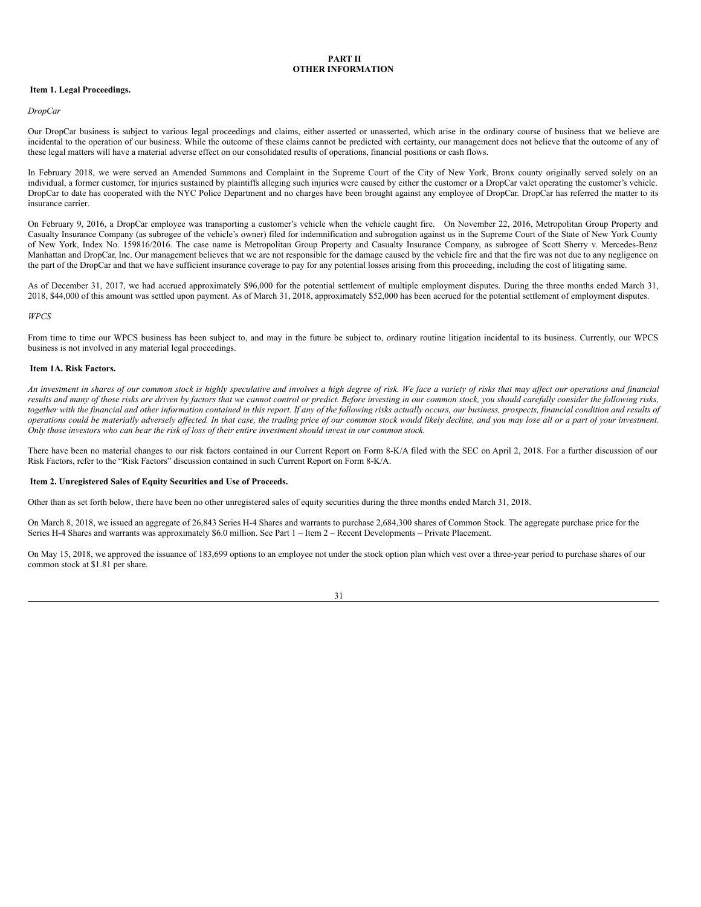# PART II
# OTHER INFORMATION

## Item 1. Legal Proceedings.

*DropCar*

Our DropCar business is subject to various legal proceedings and claims, either asserted or unasserted, which arise in the ordinary course of business that we believe are incidental to the operation of our business. While the outcome of these claims cannot be predicted with certainty, our management does not believe that the outcome of any of these legal matters will have a material adverse effect on our consolidated results of operations, financial positions or cash flows.

In February 2018, we were served an Amended Summons and Complaint in the Supreme Court of the City of New York, Bronx county originally served solely on an individual, a former customer, for injuries sustained by plaintiffs alleging such injuries were caused by either the customer or a DropCar valet operating the customer's vehicle. DropCar to date has cooperated with the NYC Police Department and no charges have been brought against any employee of DropCar. DropCar has referred the matter to its insurance carrier.

On February 9, 2016, a DropCar employee was transporting a customer's vehicle when the vehicle caught fire. On November 22, 2016, Metropolitan Group Property and Casualty Insurance Company (as subrogee of the vehicle's owner) filed for indemnification and subrogation against us in the Supreme Court of the State of New York County of New York, Index No. 159816/2016. The case name is Metropolitan Group Property and Casualty Insurance Company, as subrogee of Scott Sherry v. Mercedes-Benz Manhattan and DropCar, Inc. Our management believes that we are not responsible for the damage caused by the vehicle fire and that the fire was not due to any negligence on the part of the DropCar and that we have sufficient insurance coverage to pay for any potential losses arising from this proceeding, including the cost of litigating same.

As of December 31, 2017, we had accrued approximately $96,000 for the potential settlement of multiple employment disputes. During the three months ended March 31, 2018, $44,000 of this amount was settled upon payment. As of March 31, 2018, approximately $52,000 has been accrued for the potential settlement of employment disputes.

*WPCS*

From time to time our WPCS business has been subject to, and may in the future be subject to, ordinary routine litigation incidental to its business. Currently, our WPCS business is not involved in any material legal proceedings.

## Item 1A. Risk Factors.

*An investment in shares of our common stock is highly speculative and involves a high degree of risk. We face a variety of risks that may affect our operations and financial results and many of those risks are driven by factors that we cannot control or predict. Before investing in our common stock, you should carefully consider the following risks, together with the financial and other information contained in this report. If any of the following risks actually occurs, our business, prospects, financial condition and results of operations could be materially adversely affected. In that case, the trading price of our common stock would likely decline, and you may lose all or a part of your investment. Only those investors who can bear the risk of loss of their entire investment should invest in our common stock.*

There have been no material changes to our risk factors contained in our Current Report on Form 8-K/A filed with the SEC on April 2, 2018. For a further discussion of our Risk Factors, refer to the "Risk Factors" discussion contained in such Current Report on Form 8-K/A.

## Item 2. Unregistered Sales of Equity Securities and Use of Proceeds.

Other than as set forth below, there have been no other unregistered sales of equity securities during the three months ended March 31, 2018.

On March 8, 2018, we issued an aggregate of 26,843 Series H-4 Shares and warrants to purchase 2,684,300 shares of Common Stock. The aggregate purchase price for the Series H-4 Shares and warrants was approximately $6.0 million. See Part 1 – Item 2 – Recent Developments – Private Placement.

On May 15, 2018, we approved the issuance of 183,699 options to an employee not under the stock option plan which vest over a three-year period to purchase shares of our common stock at $1.81 per share.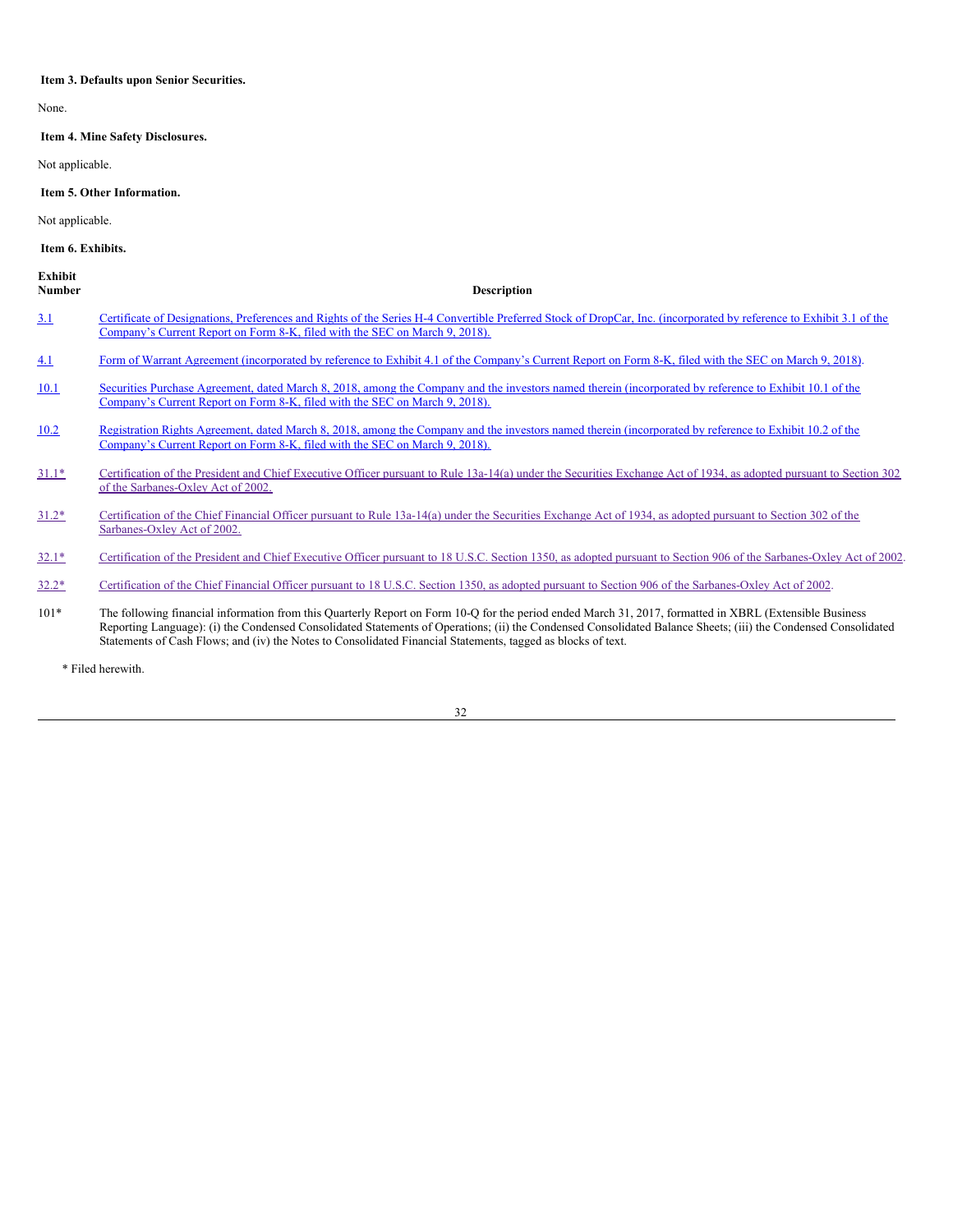**Item 3. Defaults upon Senior Securities.**

None.

**Item 4. Mine Safety Disclosures.**

Not applicable.

**Item 5. Other Information.**

Not applicable.

**Item 6. Exhibits.**

| Exhibit Number | Description |
|---|---|
| 3.1 | Certificate of Designations, Preferences and Rights of the Series H-4 Convertible Preferred Stock of DropCar, Inc. (incorporated by reference to Exhibit 3.1 of the Company's Current Report on Form 8-K, filed with the SEC on March 9, 2018). |
| 4.1 | Form of Warrant Agreement (incorporated by reference to Exhibit 4.1 of the Company's Current Report on Form 8-K, filed with the SEC on March 9, 2018). |
| 10.1 | Securities Purchase Agreement, dated March 8, 2018, among the Company and the investors named therein (incorporated by reference to Exhibit 10.1 of the Company's Current Report on Form 8-K, filed with the SEC on March 9, 2018). |
| 10.2 | Registration Rights Agreement, dated March 8, 2018, among the Company and the investors named therein (incorporated by reference to Exhibit 10.2 of the Company's Current Report on Form 8-K, filed with the SEC on March 9, 2018). |
| 31.1* | Certification of the President and Chief Executive Officer pursuant to Rule 13a-14(a) under the Securities Exchange Act of 1934, as adopted pursuant to Section 302 of the Sarbanes-Oxley Act of 2002. |
| 31.2* | Certification of the Chief Financial Officer pursuant to Rule 13a-14(a) under the Securities Exchange Act of 1934, as adopted pursuant to Section 302 of the Sarbanes-Oxley Act of 2002. |
| 32.1* | Certification of the President and Chief Executive Officer pursuant to 18 U.S.C. Section 1350, as adopted pursuant to Section 906 of the Sarbanes-Oxley Act of 2002. |
| 32.2* | Certification of the Chief Financial Officer pursuant to 18 U.S.C. Section 1350, as adopted pursuant to Section 906 of the Sarbanes-Oxley Act of 2002. |
| 101* | The following financial information from this Quarterly Report on Form 10-Q for the period ended March 31, 2017, formatted in XBRL (Extensible Business Reporting Language): (i) the Condensed Consolidated Statements of Operations; (ii) the Condensed Consolidated Balance Sheets; (iii) the Condensed Consolidated Statements of Cash Flows; and (iv) the Notes to Consolidated Financial Statements, tagged as blocks of text. |

\* Filed herewith.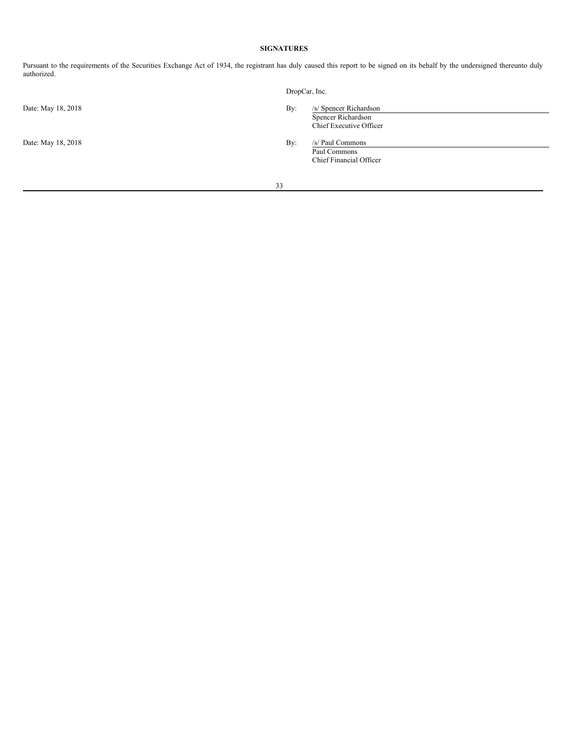## SIGNATURES

Pursuant to the requirements of the Securities Exchange Act of 1934, the registrant has duly caused this report to be signed on its behalf by the undersigned thereunto duly authorized.

DropCar, Inc.

Date: May 18, 2018

By: /s/ Spencer Richardson
Spencer Richardson
Chief Executive Officer

Date: May 18, 2018

By: /s/ Paul Commons
Paul Commons
Chief Financial Officer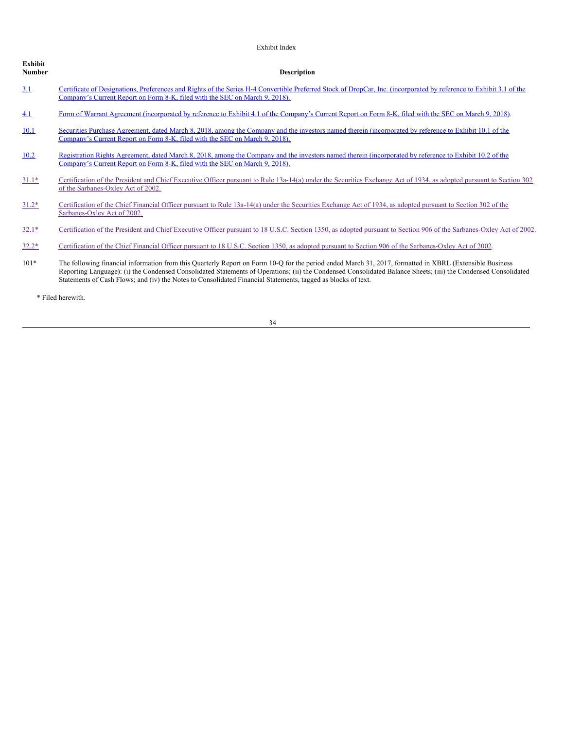Exhibit Index

| Exhibit Number | Description |
| --- | --- |
| 3.1 | Certificate of Designations, Preferences and Rights of the Series H-4 Convertible Preferred Stock of DropCar, Inc. (incorporated by reference to Exhibit 3.1 of the Company's Current Report on Form 8-K, filed with the SEC on March 9, 2018). |
| 4.1 | Form of Warrant Agreement (incorporated by reference to Exhibit 4.1 of the Company's Current Report on Form 8-K, filed with the SEC on March 9, 2018). |
| 10.1 | Securities Purchase Agreement, dated March 8, 2018, among the Company and the investors named therein (incorporated by reference to Exhibit 10.1 of the Company's Current Report on Form 8-K, filed with the SEC on March 9, 2018). |
| 10.2 | Registration Rights Agreement, dated March 8, 2018, among the Company and the investors named therein (incorporated by reference to Exhibit 10.2 of the Company's Current Report on Form 8-K, filed with the SEC on March 9, 2018). |
| 31.1* | Certification of the President and Chief Executive Officer pursuant to Rule 13a-14(a) under the Securities Exchange Act of 1934, as adopted pursuant to Section 302 of the Sarbanes-Oxley Act of 2002. |
| 31.2* | Certification of the Chief Financial Officer pursuant to Rule 13a-14(a) under the Securities Exchange Act of 1934, as adopted pursuant to Section 302 of the Sarbanes-Oxley Act of 2002. |
| 32.1* | Certification of the President and Chief Executive Officer pursuant to 18 U.S.C. Section 1350, as adopted pursuant to Section 906 of the Sarbanes-Oxley Act of 2002. |
| 32.2* | Certification of the Chief Financial Officer pursuant to 18 U.S.C. Section 1350, as adopted pursuant to Section 906 of the Sarbanes-Oxley Act of 2002. |
| 101* | The following financial information from this Quarterly Report on Form 10-Q for the period ended March 31, 2017, formatted in XBRL (Extensible Business Reporting Language): (i) the Condensed Consolidated Statements of Operations; (ii) the Condensed Consolidated Balance Sheets; (iii) the Condensed Consolidated Statements of Cash Flows; and (iv) the Notes to Consolidated Financial Statements, tagged as blocks of text. |

* Filed herewith.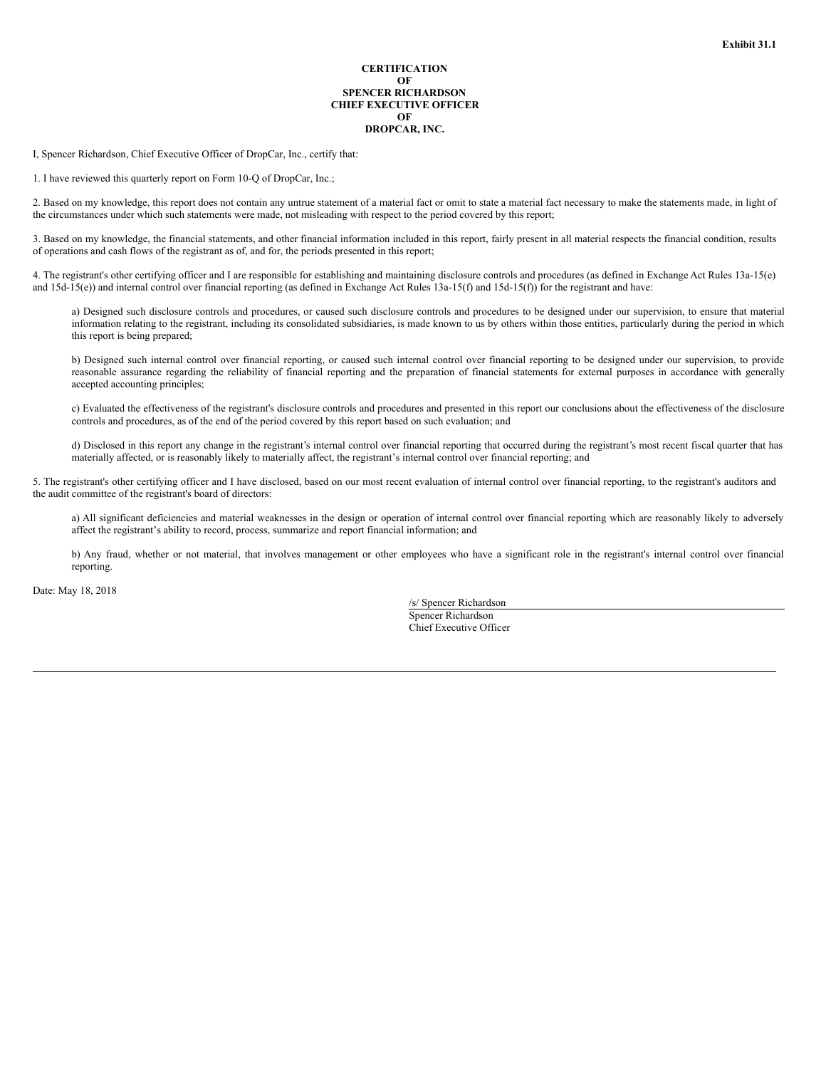**Exhibit 31.1**

**CERTIFICATION**
**OF**
**SPENCER RICHARDSON**
**CHIEF EXECUTIVE OFFICER**
**OF**
**DROPCAR, INC.**

I, Spencer Richardson, Chief Executive Officer of DropCar, Inc., certify that:

1. I have reviewed this quarterly report on Form 10-Q of DropCar, Inc.;

2. Based on my knowledge, this report does not contain any untrue statement of a material fact or omit to state a material fact necessary to make the statements made, in light of the circumstances under which such statements were made, not misleading with respect to the period covered by this report;

3. Based on my knowledge, the financial statements, and other financial information included in this report, fairly present in all material respects the financial condition, results of operations and cash flows of the registrant as of, and for, the periods presented in this report;

4. The registrant's other certifying officer and I are responsible for establishing and maintaining disclosure controls and procedures (as defined in Exchange Act Rules 13a-15(e) and 15d-15(e)) and internal control over financial reporting (as defined in Exchange Act Rules 13a-15(f) and 15d-15(f)) for the registrant and have:

a) Designed such disclosure controls and procedures, or caused such disclosure controls and procedures to be designed under our supervision, to ensure that material information relating to the registrant, including its consolidated subsidiaries, is made known to us by others within those entities, particularly during the period in which this report is being prepared;

b) Designed such internal control over financial reporting, or caused such internal control over financial reporting to be designed under our supervision, to provide reasonable assurance regarding the reliability of financial reporting and the preparation of financial statements for external purposes in accordance with generally accepted accounting principles;

c) Evaluated the effectiveness of the registrant's disclosure controls and procedures and presented in this report our conclusions about the effectiveness of the disclosure controls and procedures, as of the end of the period covered by this report based on such evaluation; and

d) Disclosed in this report any change in the registrant's internal control over financial reporting that occurred during the registrant's most recent fiscal quarter that has materially affected, or is reasonably likely to materially affect, the registrant's internal control over financial reporting; and

5. The registrant's other certifying officer and I have disclosed, based on our most recent evaluation of internal control over financial reporting, to the registrant's auditors and the audit committee of the registrant's board of directors:

a) All significant deficiencies and material weaknesses in the design or operation of internal control over financial reporting which are reasonably likely to adversely affect the registrant's ability to record, process, summarize and report financial information; and

b) Any fraud, whether or not material, that involves management or other employees who have a significant role in the registrant's internal control over financial reporting.

Date: May 18, 2018

/s/ Spencer Richardson
Spencer Richardson
Chief Executive Officer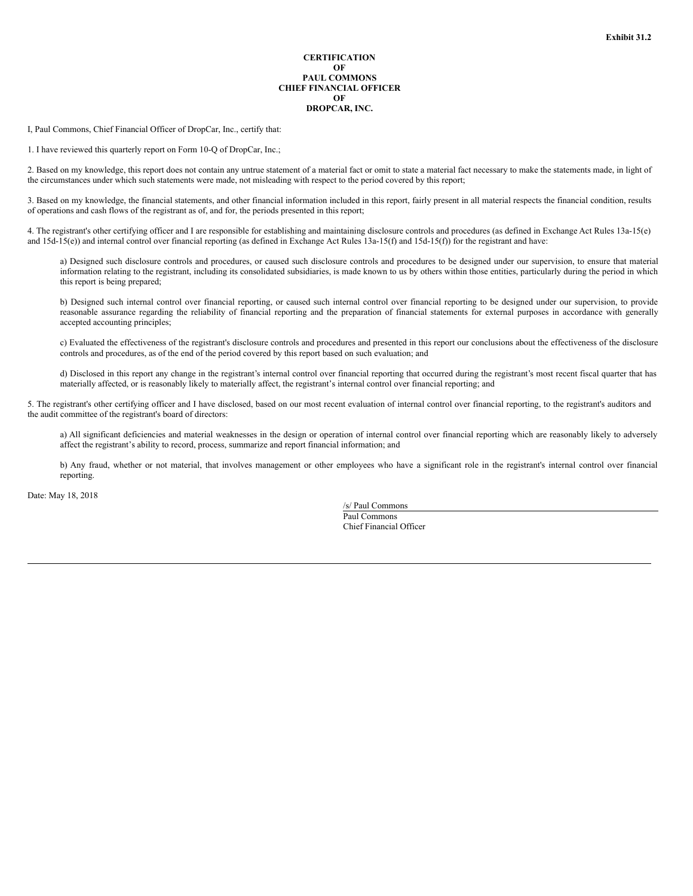Exhibit 31.2

**CERTIFICATION**
**OF**
**PAUL COMMONS**
**CHIEF FINANCIAL OFFICER**
**OF**
**DROPCAR, INC.**

I, Paul Commons, Chief Financial Officer of DropCar, Inc., certify that:

1. I have reviewed this quarterly report on Form 10-Q of DropCar, Inc.;

2. Based on my knowledge, this report does not contain any untrue statement of a material fact or omit to state a material fact necessary to make the statements made, in light of the circumstances under which such statements were made, not misleading with respect to the period covered by this report;

3. Based on my knowledge, the financial statements, and other financial information included in this report, fairly present in all material respects the financial condition, results of operations and cash flows of the registrant as of, and for, the periods presented in this report;

4. The registrant's other certifying officer and I are responsible for establishing and maintaining disclosure controls and procedures (as defined in Exchange Act Rules 13a-15(e) and 15d-15(e)) and internal control over financial reporting (as defined in Exchange Act Rules 13a-15(f) and 15d-15(f)) for the registrant and have:

a) Designed such disclosure controls and procedures, or caused such disclosure controls and procedures to be designed under our supervision, to ensure that material information relating to the registrant, including its consolidated subsidiaries, is made known to us by others within those entities, particularly during the period in which this report is being prepared;

b) Designed such internal control over financial reporting, or caused such internal control over financial reporting to be designed under our supervision, to provide reasonable assurance regarding the reliability of financial reporting and the preparation of financial statements for external purposes in accordance with generally accepted accounting principles;

c) Evaluated the effectiveness of the registrant's disclosure controls and procedures and presented in this report our conclusions about the effectiveness of the disclosure controls and procedures, as of the end of the period covered by this report based on such evaluation; and

d) Disclosed in this report any change in the registrant's internal control over financial reporting that occurred during the registrant's most recent fiscal quarter that has materially affected, or is reasonably likely to materially affect, the registrant's internal control over financial reporting; and

5. The registrant's other certifying officer and I have disclosed, based on our most recent evaluation of internal control over financial reporting, to the registrant's auditors and the audit committee of the registrant's board of directors:

a) All significant deficiencies and material weaknesses in the design or operation of internal control over financial reporting which are reasonably likely to adversely affect the registrant's ability to record, process, summarize and report financial information; and

b) Any fraud, whether or not material, that involves management or other employees who have a significant role in the registrant's internal control over financial reporting.

Date: May 18, 2018

/s/ Paul Commons
Paul Commons
Chief Financial Officer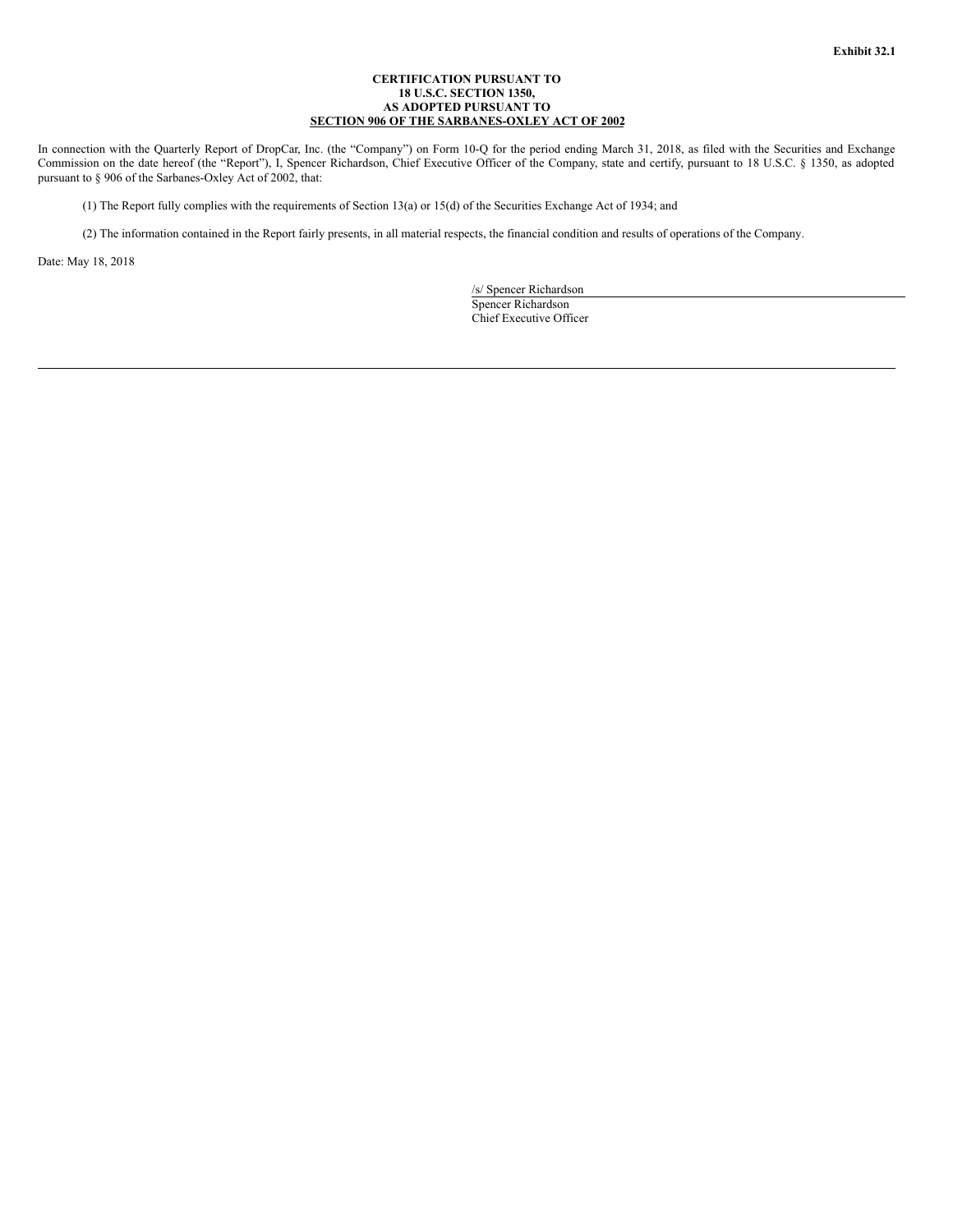**Exhibit 32.1**

**CERTIFICATION PURSUANT TO**
**18 U.S.C. SECTION 1350,**
**AS ADOPTED PURSUANT TO**
**SECTION 906 OF THE SARBANES-OXLEY ACT OF 2002**

In connection with the Quarterly Report of DropCar, Inc. (the "Company") on Form 10-Q for the period ending March 31, 2018, as filed with the Securities and Exchange Commission on the date hereof (the "Report"), I, Spencer Richardson, Chief Executive Officer of the Company, state and certify, pursuant to 18 U.S.C. § 1350, as adopted pursuant to § 906 of the Sarbanes-Oxley Act of 2002, that:

(1) The Report fully complies with the requirements of Section 13(a) or 15(d) of the Securities Exchange Act of 1934; and

(2) The information contained in the Report fairly presents, in all material respects, the financial condition and results of operations of the Company.

Date: May 18, 2018

/s/ Spencer Richardson
Spencer Richardson
Chief Executive Officer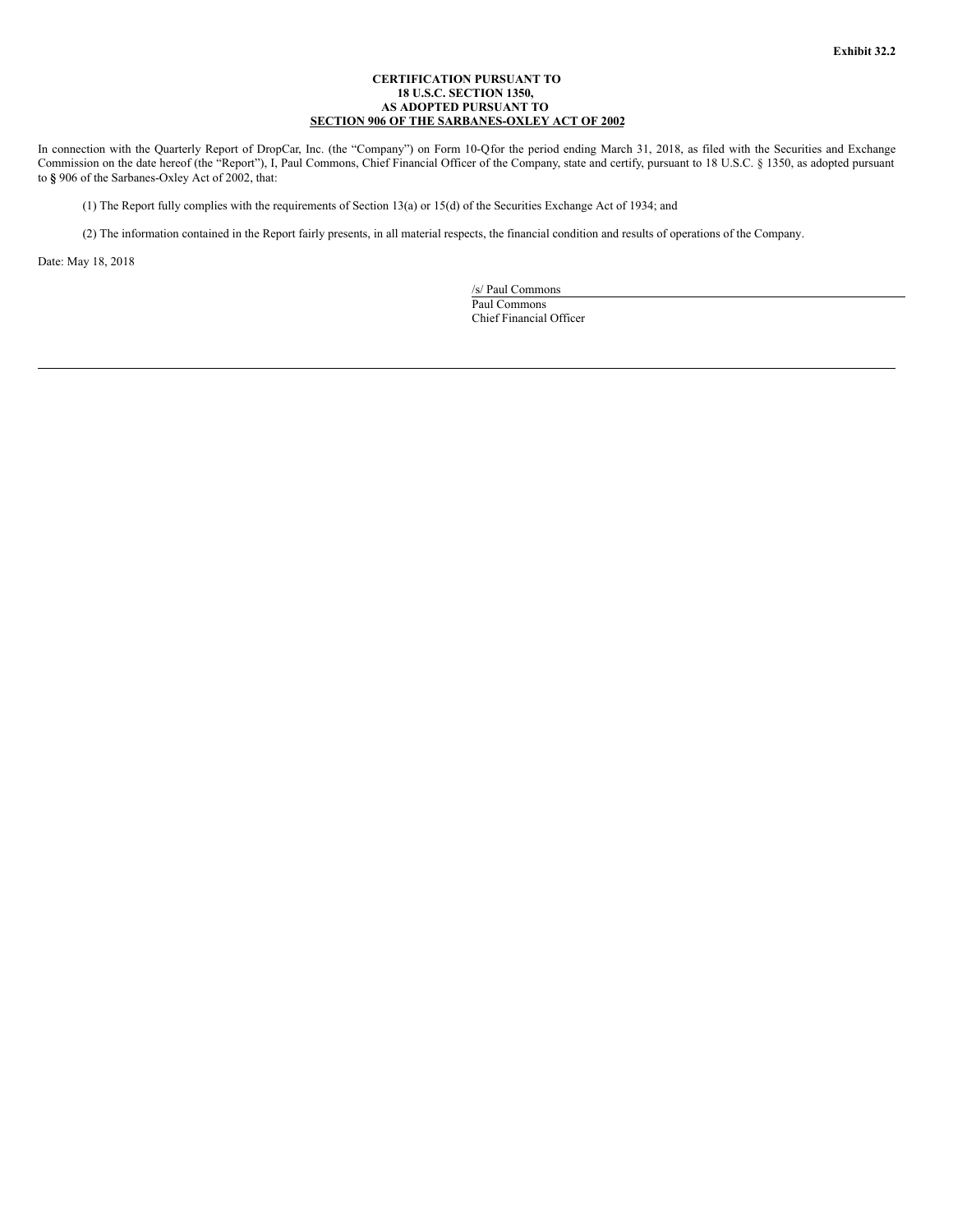**Exhibit 32.2**

**CERTIFICATION PURSUANT TO**
**18 U.S.C. SECTION 1350,**
**AS ADOPTED PURSUANT TO**
**SECTION 906 OF THE SARBANES-OXLEY ACT OF 2002**

In connection with the Quarterly Report of DropCar, Inc. (the "Company") on Form 10-Q for the period ending March 31, 2018, as filed with the Securities and Exchange Commission on the date hereof (the "Report"), I, Paul Commons, Chief Financial Officer of the Company, state and certify, pursuant to 18 U.S.C. § 1350, as adopted pursuant to **§** 906 of the Sarbanes-Oxley Act of 2002, that:

(1) The Report fully complies with the requirements of Section 13(a) or 15(d) of the Securities Exchange Act of 1934; and

(2) The information contained in the Report fairly presents, in all material respects, the financial condition and results of operations of the Company.

Date: May 18, 2018

/s/ Paul Commons
Paul Commons
Chief Financial Officer